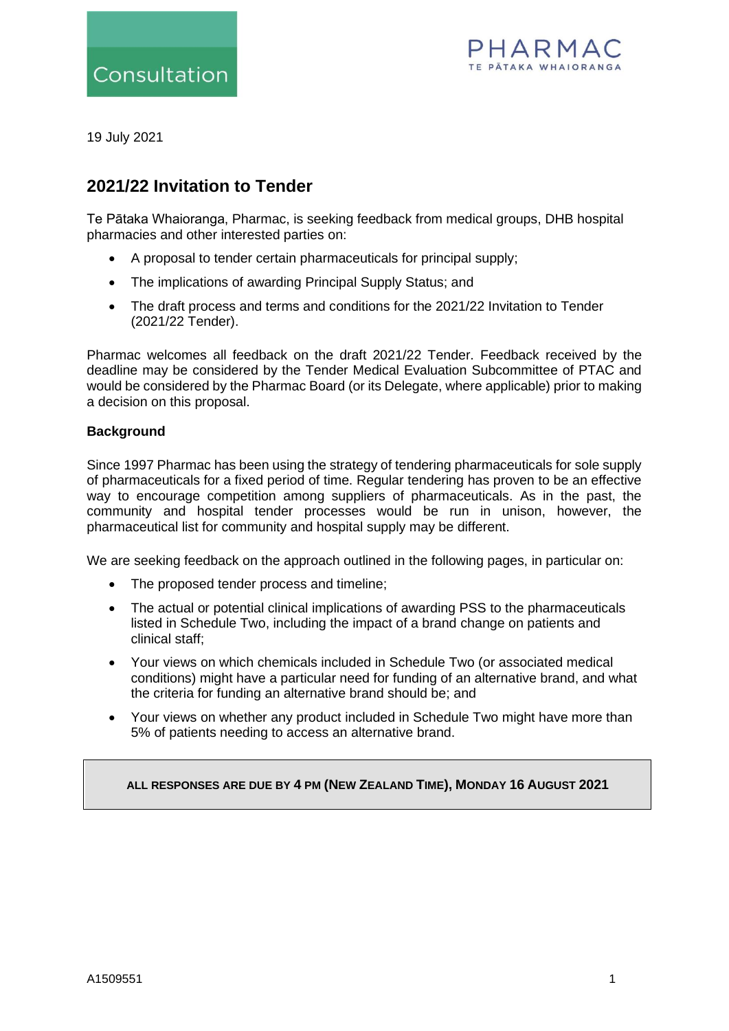Consultation

PHARMAC
TE PĀTAKA WHAIORANGA

19 July 2021

## 2021/22 Invitation to Tender

Te Pātaka Whaioranga, Pharmac, is seeking feedback from medical groups, DHB hospital pharmacies and other interested parties on:

- A proposal to tender certain pharmaceuticals for principal supply;
- The implications of awarding Principal Supply Status; and
- The draft process and terms and conditions for the 2021/22 Invitation to Tender (2021/22 Tender).

Pharmac welcomes all feedback on the draft 2021/22 Tender. Feedback received by the deadline may be considered by the Tender Medical Evaluation Subcommittee of PTAC and would be considered by the Pharmac Board (or its Delegate, where applicable) prior to making a decision on this proposal.

**Background**

Since 1997 Pharmac has been using the strategy of tendering pharmaceuticals for sole supply of pharmaceuticals for a fixed period of time. Regular tendering has proven to be an effective way to encourage competition among suppliers of pharmaceuticals. As in the past, the community and hospital tender processes would be run in unison, however, the pharmaceutical list for community and hospital supply may be different.

We are seeking feedback on the approach outlined in the following pages, in particular on:

- The proposed tender process and timeline;
- The actual or potential clinical implications of awarding PSS to the pharmaceuticals listed in Schedule Two, including the impact of a brand change on patients and clinical staff;
- Your views on which chemicals included in Schedule Two (or associated medical conditions) might have a particular need for funding of an alternative brand, and what the criteria for funding an alternative brand should be; and
- Your views on whether any product included in Schedule Two might have more than 5% of patients needing to access an alternative brand.

**ALL RESPONSES ARE DUE BY 4 PM (NEW ZEALAND TIME), MONDAY 16 AUGUST 2021**

A1509551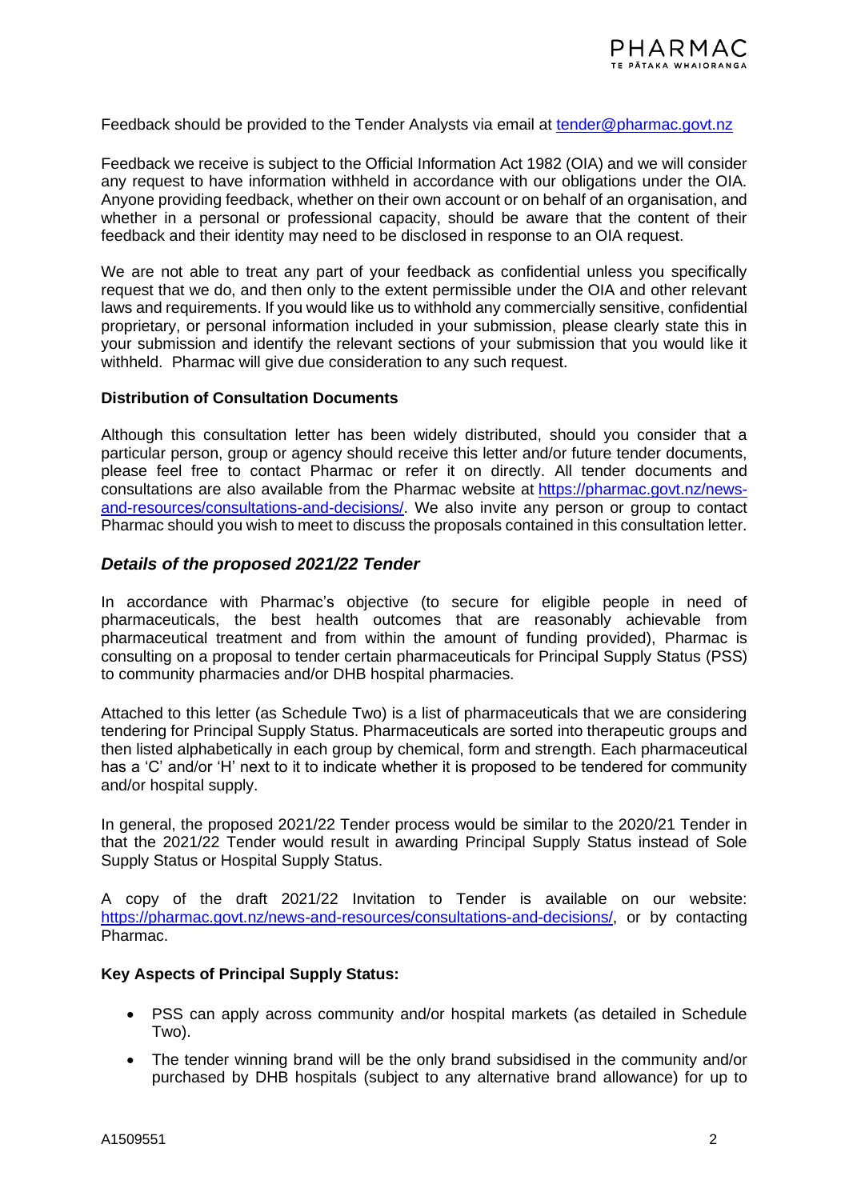Feedback should be provided to the Tender Analysts via email at [tender@pharmac.govt.nz](mailto:tender@pharmac.govt.nz)

Feedback we receive is subject to the Official Information Act 1982 (OIA) and we will consider any request to have information withheld in accordance with our obligations under the OIA. Anyone providing feedback, whether on their own account or on behalf of an organisation, and whether in a personal or professional capacity, should be aware that the content of their feedback and their identity may need to be disclosed in response to an OIA request.

We are not able to treat any part of your feedback as confidential unless you specifically request that we do, and then only to the extent permissible under the OIA and other relevant laws and requirements. If you would like us to withhold any commercially sensitive, confidential proprietary, or personal information included in your submission, please clearly state this in your submission and identify the relevant sections of your submission that you would like it withheld. Pharmac will give due consideration to any such request.

**Distribution of Consultation Documents**

Although this consultation letter has been widely distributed, should you consider that a particular person, group or agency should receive this letter and/or future tender documents, please feel free to contact Pharmac or refer it on directly. All tender documents and consultations are also available from the Pharmac website at [https://pharmac.govt.nz/news-and-resources/consultations-and-decisions/](https://pharmac.govt.nz/news-and-resources/consultations-and-decisions/). We also invite any person or group to contact Pharmac should you wish to meet to discuss the proposals contained in this consultation letter.

## *Details of the proposed 2021/22 Tender*

In accordance with Pharmac's objective (to secure for eligible people in need of pharmaceuticals, the best health outcomes that are reasonably achievable from pharmaceutical treatment and from within the amount of funding provided), Pharmac is consulting on a proposal to tender certain pharmaceuticals for Principal Supply Status (PSS) to community pharmacies and/or DHB hospital pharmacies.

Attached to this letter (as Schedule Two) is a list of pharmaceuticals that we are considering tendering for Principal Supply Status. Pharmaceuticals are sorted into therapeutic groups and then listed alphabetically in each group by chemical, form and strength. Each pharmaceutical has a 'C' and/or 'H' next to it to indicate whether it is proposed to be tendered for community and/or hospital supply.

In general, the proposed 2021/22 Tender process would be similar to the 2020/21 Tender in that the 2021/22 Tender would result in awarding Principal Supply Status instead of Sole Supply Status or Hospital Supply Status.

A copy of the draft 2021/22 Invitation to Tender is available on our website: [https://pharmac.govt.nz/news-and-resources/consultations-and-decisions/](https://pharmac.govt.nz/news-and-resources/consultations-and-decisions/), or by contacting Pharmac.

**Key Aspects of Principal Supply Status:**

- PSS can apply across community and/or hospital markets (as detailed in Schedule Two).
- The tender winning brand will be the only brand subsidised in the community and/or purchased by DHB hospitals (subject to any alternative brand allowance) for up to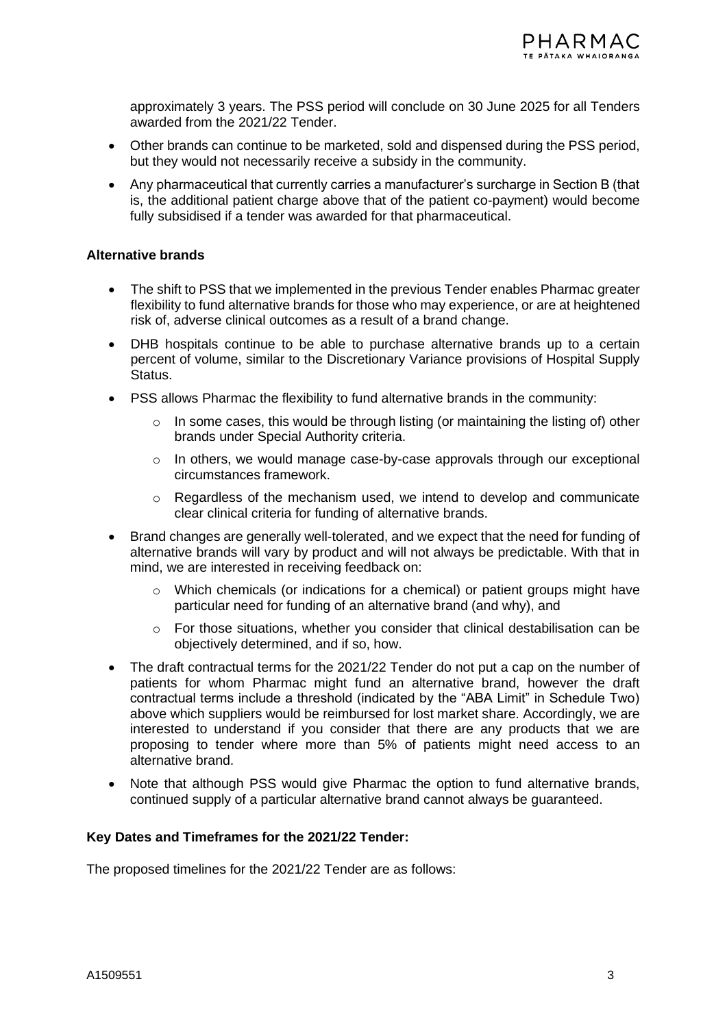approximately 3 years. The PSS period will conclude on 30 June 2025 for all Tenders awarded from the 2021/22 Tender.

- Other brands can continue to be marketed, sold and dispensed during the PSS period, but they would not necessarily receive a subsidy in the community.
- Any pharmaceutical that currently carries a manufacturer's surcharge in Section B (that is, the additional patient charge above that of the patient co-payment) would become fully subsidised if a tender was awarded for that pharmaceutical.

**Alternative brands**

- The shift to PSS that we implemented in the previous Tender enables Pharmac greater flexibility to fund alternative brands for those who may experience, or are at heightened risk of, adverse clinical outcomes as a result of a brand change.
- DHB hospitals continue to be able to purchase alternative brands up to a certain percent of volume, similar to the Discretionary Variance provisions of Hospital Supply Status.
- PSS allows Pharmac the flexibility to fund alternative brands in the community:
  - In some cases, this would be through listing (or maintaining the listing of) other brands under Special Authority criteria.
  - In others, we would manage case-by-case approvals through our exceptional circumstances framework.
  - Regardless of the mechanism used, we intend to develop and communicate clear clinical criteria for funding of alternative brands.
- Brand changes are generally well-tolerated, and we expect that the need for funding of alternative brands will vary by product and will not always be predictable. With that in mind, we are interested in receiving feedback on:
  - Which chemicals (or indications for a chemical) or patient groups might have particular need for funding of an alternative brand (and why), and
  - For those situations, whether you consider that clinical destabilisation can be objectively determined, and if so, how.
- The draft contractual terms for the 2021/22 Tender do not put a cap on the number of patients for whom Pharmac might fund an alternative brand, however the draft contractual terms include a threshold (indicated by the "ABA Limit" in Schedule Two) above which suppliers would be reimbursed for lost market share. Accordingly, we are interested to understand if you consider that there are any products that we are proposing to tender where more than 5% of patients might need access to an alternative brand.
- Note that although PSS would give Pharmac the option to fund alternative brands, continued supply of a particular alternative brand cannot always be guaranteed.

**Key Dates and Timeframes for the 2021/22 Tender:**

The proposed timelines for the 2021/22 Tender are as follows: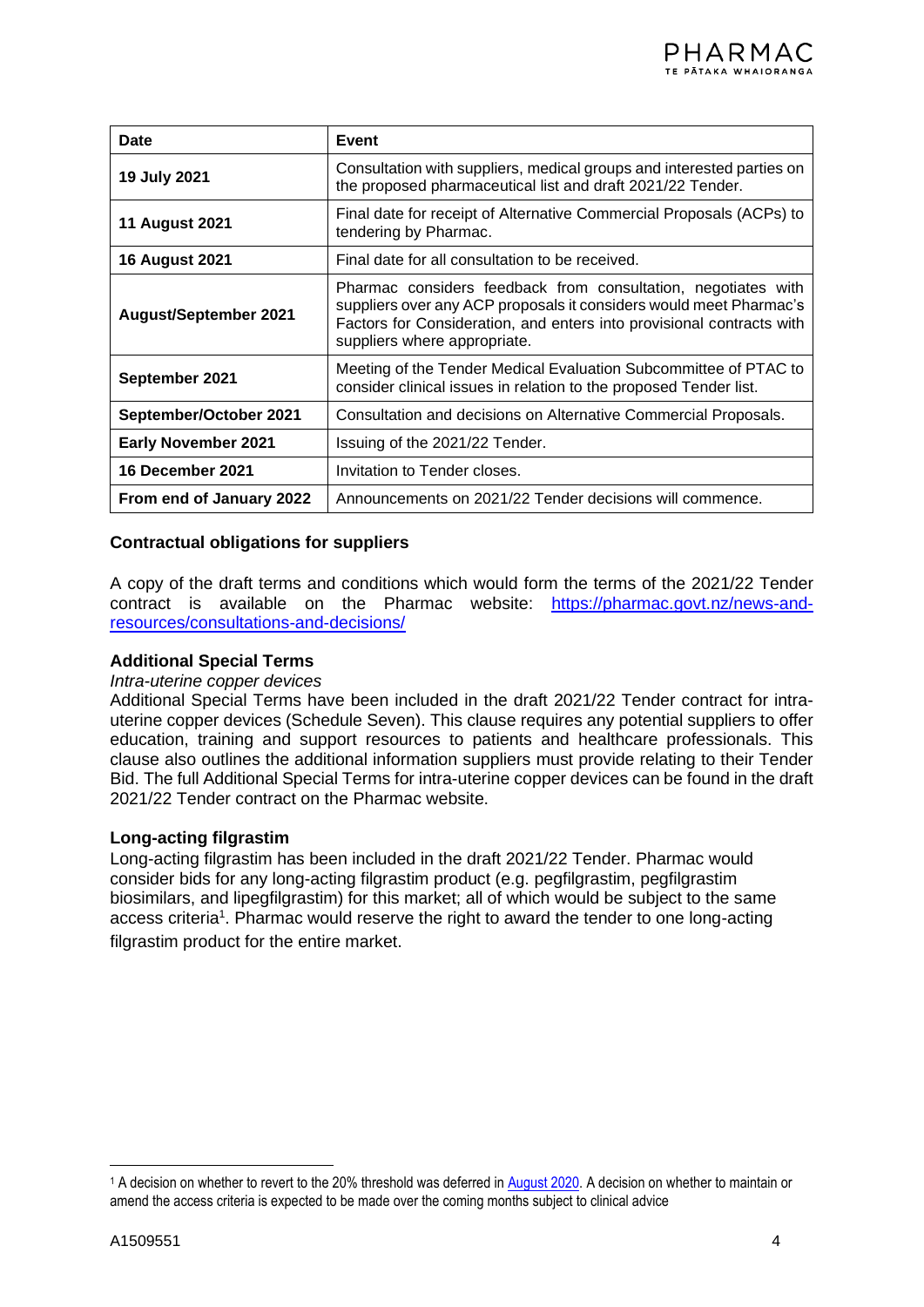| Date | Event |
| --- | --- |
| **19 July 2021** | Consultation with suppliers, medical groups and interested parties on the proposed pharmaceutical list and draft 2021/22 Tender. |
| **11 August 2021** | Final date for receipt of Alternative Commercial Proposals (ACPs) to tendering by Pharmac. |
| **16 August 2021** | Final date for all consultation to be received. |
| **August/September 2021** | Pharmac considers feedback from consultation, negotiates with suppliers over any ACP proposals it considers would meet Pharmac's Factors for Consideration, and enters into provisional contracts with suppliers where appropriate. |
| **September 2021** | Meeting of the Tender Medical Evaluation Subcommittee of PTAC to consider clinical issues in relation to the proposed Tender list. |
| **September/October 2021** | Consultation and decisions on Alternative Commercial Proposals. |
| **Early November 2021** | Issuing of the 2021/22 Tender. |
| **16 December 2021** | Invitation to Tender closes. |
| **From end of January 2022** | Announcements on 2021/22 Tender decisions will commence. |

### Contractual obligations for suppliers

A copy of the draft terms and conditions which would form the terms of the 2021/22 Tender contract is available on the Pharmac website: [https://pharmac.govt.nz/news-and-resources/consultations-and-decisions/](https://pharmac.govt.nz/news-and-resources/consultations-and-decisions/)

### Additional Special Terms

*Intra-uterine copper devices*

Additional Special Terms have been included in the draft 2021/22 Tender contract for intra-uterine copper devices (Schedule Seven). This clause requires any potential suppliers to offer education, training and support resources to patients and healthcare professionals. This clause also outlines the additional information suppliers must provide relating to their Tender Bid. The full Additional Special Terms for intra-uterine copper devices can be found in the draft 2021/22 Tender contract on the Pharmac website.

### Long-acting filgrastim

Long-acting filgrastim has been included in the draft 2021/22 Tender. Pharmac would consider bids for any long-acting filgrastim product (e.g. pegfilgrastim, pegfilgrastim biosimilars, and lipegfilgrastim) for this market; all of which would be subject to the same access criteria[1]. Pharmac would reserve the right to award the tender to one long-acting filgrastim product for the entire market.

[1] A decision on whether to revert to the 20% threshold was deferred in August 2020. A decision on whether to maintain or amend the access criteria is expected to be made over the coming months subject to clinical advice

A1509551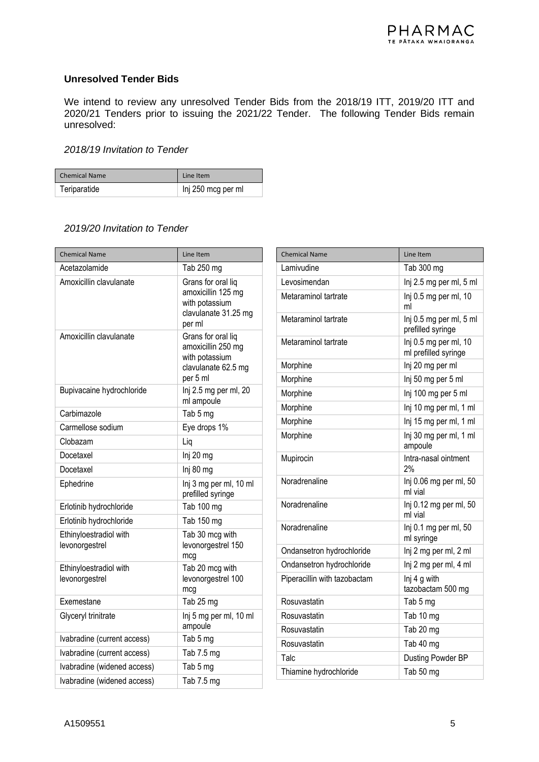### Unresolved Tender Bids

We intend to review any unresolved Tender Bids from the 2018/19 ITT, 2019/20 ITT and 2020/21 Tenders prior to issuing the 2021/22 Tender. The following Tender Bids remain unresolved:

*2018/19 Invitation to Tender*

| Chemical Name | Line Item |
|---|---|
| Teriparatide | Inj 250 mcg per ml |

*2019/20 Invitation to Tender*

| Chemical Name | Line Item |
|---|---|
| Acetazolamide | Tab 250 mg |
| Amoxicillin clavulanate | Grans for oral liq amoxicillin 125 mg with potassium clavulanate 31.25 mg per ml |
| Amoxicillin clavulanate | Grans for oral liq amoxicillin 250 mg with potassium clavulanate 62.5 mg per 5 ml |
| Bupivacaine hydrochloride | Inj 2.5 mg per ml, 20 ml ampoule |
| Carbimazole | Tab 5 mg |
| Carmellose sodium | Eye drops 1% |
| Clobazam | Liq |
| Docetaxel | Inj 20 mg |
| Docetaxel | Inj 80 mg |
| Ephedrine | Inj 3 mg per ml, 10 ml prefilled syringe |
| Erlotinib hydrochloride | Tab 100 mg |
| Erlotinib hydrochloride | Tab 150 mg |
| Ethinyloestradiol with levonorgestrel | Tab 30 mcg with levonorgestrel 150 mcg |
| Ethinyloestradiol with levonorgestrel | Tab 20 mcg with levonorgestrel 100 mcg |
| Exemestane | Tab 25 mg |
| Glyceryl trinitrate | Inj 5 mg per ml, 10 ml ampoule |
| Ivabradine (current access) | Tab 5 mg |
| Ivabradine (current access) | Tab 7.5 mg |
| Ivabradine (widened access) | Tab 5 mg |
| Ivabradine (widened access) | Tab 7.5 mg |
| Lamivudine | Tab 300 mg |
| Levosimendan | Inj 2.5 mg per ml, 5 ml |
| Metaraminol tartrate | Inj 0.5 mg per ml, 10 ml |
| Metaraminol tartrate | Inj 0.5 mg per ml, 5 ml prefilled syringe |
| Metaraminol tartrate | Inj 0.5 mg per ml, 10 ml prefilled syringe |
| Morphine | Inj 20 mg per ml |
| Morphine | Inj 50 mg per 5 ml |
| Morphine | Inj 100 mg per 5 ml |
| Morphine | Inj 10 mg per ml, 1 ml |
| Morphine | Inj 15 mg per ml, 1 ml |
| Morphine | Inj 30 mg per ml, 1 ml ampoule |
| Mupirocin | Intra-nasal ointment 2% |
| Noradrenaline | Inj 0.06 mg per ml, 50 ml vial |
| Noradrenaline | Inj 0.12 mg per ml, 50 ml vial |
| Noradrenaline | Inj 0.1 mg per ml, 50 ml syringe |
| Ondansetron hydrochloride | Inj 2 mg per ml, 2 ml |
| Ondansetron hydrochloride | Inj 2 mg per ml, 4 ml |
| Piperacillin with tazobactam | Inj 4 g with tazobactam 500 mg |
| Rosuvastatin | Tab 5 mg |
| Rosuvastatin | Tab 10 mg |
| Rosuvastatin | Tab 20 mg |
| Rosuvastatin | Tab 40 mg |
| Talc | Dusting Powder BP |
| Thiamine hydrochloride | Tab 50 mg |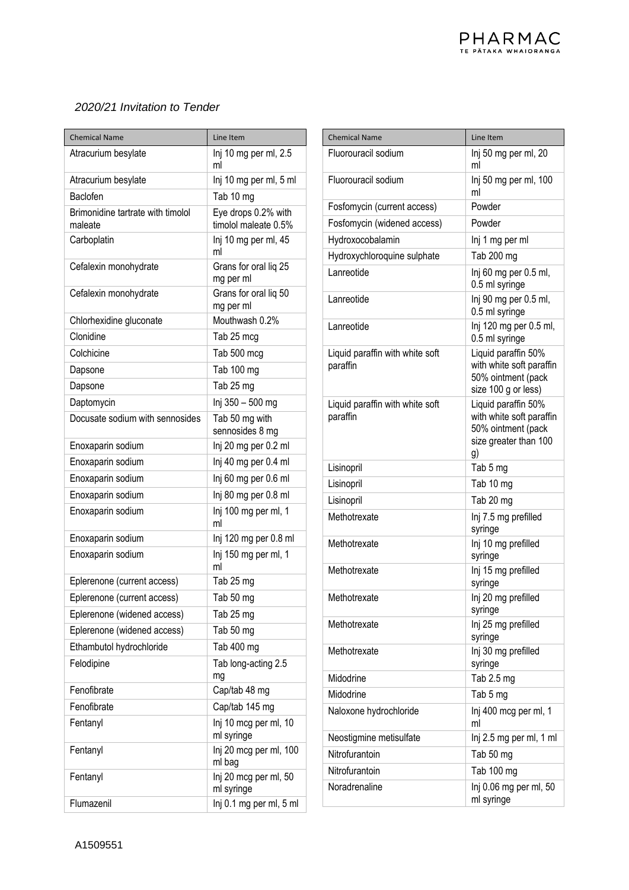*2020/21 Invitation to Tender*

| Chemical Name | Line Item |
| --- | --- |
| Atracurium besylate | Inj 10 mg per ml, 2.5 ml |
| Atracurium besylate | Inj 10 mg per ml, 5 ml |
| Baclofen | Tab 10 mg |
| Brimonidine tartrate with timolol maleate | Eye drops 0.2% with timolol maleate 0.5% |
| Carboplatin | Inj 10 mg per ml, 45 ml |
| Cefalexin monohydrate | Grans for oral liq 25 mg per ml |
| Cefalexin monohydrate | Grans for oral liq 50 mg per ml |
| Chlorhexidine gluconate | Mouthwash 0.2% |
| Clonidine | Tab 25 mcg |
| Colchicine | Tab 500 mcg |
| Dapsone | Tab 100 mg |
| Dapsone | Tab 25 mg |
| Daptomycin | Inj 350 – 500 mg |
| Docusate sodium with sennosides | Tab 50 mg with sennosides 8 mg |
| Enoxaparin sodium | Inj 20 mg per 0.2 ml |
| Enoxaparin sodium | Inj 40 mg per 0.4 ml |
| Enoxaparin sodium | Inj 60 mg per 0.6 ml |
| Enoxaparin sodium | Inj 80 mg per 0.8 ml |
| Enoxaparin sodium | Inj 100 mg per ml, 1 ml |
| Enoxaparin sodium | Inj 120 mg per 0.8 ml |
| Enoxaparin sodium | Inj 150 mg per ml, 1 ml |
| Eplerenone (current access) | Tab 25 mg |
| Eplerenone (current access) | Tab 50 mg |
| Eplerenone (widened access) | Tab 25 mg |
| Eplerenone (widened access) | Tab 50 mg |
| Ethambutol hydrochloride | Tab 400 mg |
| Felodipine | Tab long-acting 2.5 mg |
| Fenofibrate | Cap/tab 48 mg |
| Fenofibrate | Cap/tab 145 mg |
| Fentanyl | Inj 10 mcg per ml, 10 ml syringe |
| Fentanyl | Inj 20 mcg per ml, 100 ml bag |
| Fentanyl | Inj 20 mcg per ml, 50 ml syringe |
| Flumazenil | Inj 0.1 mg per ml, 5 ml |
| Fluorouracil sodium | Inj 50 mg per ml, 20 ml |
| Fluorouracil sodium | Inj 50 mg per ml, 100 ml |
| Fosfomycin (current access) | Powder |
| Fosfomycin (widened access) | Powder |
| Hydroxocobalamin | Inj 1 mg per ml |
| Hydroxychloroquine sulphate | Tab 200 mg |
| Lanreotide | Inj 60 mg per 0.5 ml, 0.5 ml syringe |
| Lanreotide | Inj 90 mg per 0.5 ml, 0.5 ml syringe |
| Lanreotide | Inj 120 mg per 0.5 ml, 0.5 ml syringe |
| Liquid paraffin with white soft paraffin | Liquid paraffin 50% with white soft paraffin 50% ointment (pack size 100 g or less) |
| Liquid paraffin with white soft paraffin | Liquid paraffin 50% with white soft paraffin 50% ointment (pack size greater than 100 g) |
| Lisinopril | Tab 5 mg |
| Lisinopril | Tab 10 mg |
| Lisinopril | Tab 20 mg |
| Methotrexate | Inj 7.5 mg prefilled syringe |
| Methotrexate | Inj 10 mg prefilled syringe |
| Methotrexate | Inj 15 mg prefilled syringe |
| Methotrexate | Inj 20 mg prefilled syringe |
| Methotrexate | Inj 25 mg prefilled syringe |
| Methotrexate | Inj 30 mg prefilled syringe |
| Midodrine | Tab 2.5 mg |
| Midodrine | Tab 5 mg |
| Naloxone hydrochloride | Inj 400 mcg per ml, 1 ml |
| Neostigmine metisulfate | Inj 2.5 mg per ml, 1 ml |
| Nitrofurantoin | Tab 50 mg |
| Nitrofurantoin | Tab 100 mg |
| Noradrenaline | Inj 0.06 mg per ml, 50 ml syringe |

A1509551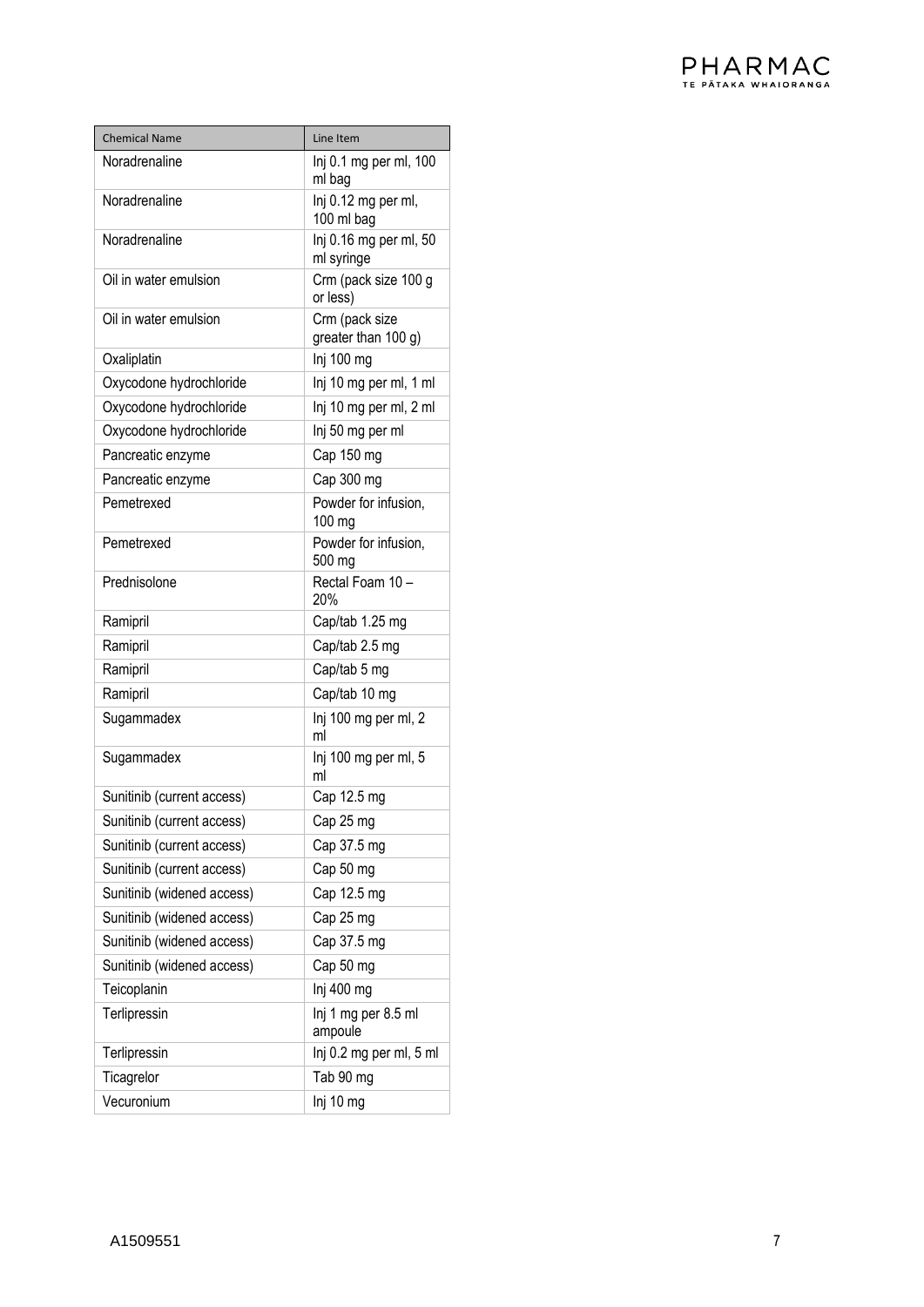| Chemical Name | Line Item |
|---|---|
| Noradrenaline | Inj 0.1 mg per ml, 100 ml bag |
| Noradrenaline | Inj 0.12 mg per ml, 100 ml bag |
| Noradrenaline | Inj 0.16 mg per ml, 50 ml syringe |
| Oil in water emulsion | Crm (pack size 100 g or less) |
| Oil in water emulsion | Crm (pack size greater than 100 g) |
| Oxaliplatin | Inj 100 mg |
| Oxycodone hydrochloride | Inj 10 mg per ml, 1 ml |
| Oxycodone hydrochloride | Inj 10 mg per ml, 2 ml |
| Oxycodone hydrochloride | Inj 50 mg per ml |
| Pancreatic enzyme | Cap 150 mg |
| Pancreatic enzyme | Cap 300 mg |
| Pemetrexed | Powder for infusion, 100 mg |
| Pemetrexed | Powder for infusion, 500 mg |
| Prednisolone | Rectal Foam 10 – 20% |
| Ramipril | Cap/tab 1.25 mg |
| Ramipril | Cap/tab 2.5 mg |
| Ramipril | Cap/tab 5 mg |
| Ramipril | Cap/tab 10 mg |
| Sugammadex | Inj 100 mg per ml, 2 ml |
| Sugammadex | Inj 100 mg per ml, 5 ml |
| Sunitinib (current access) | Cap 12.5 mg |
| Sunitinib (current access) | Cap 25 mg |
| Sunitinib (current access) | Cap 37.5 mg |
| Sunitinib (current access) | Cap 50 mg |
| Sunitinib (widened access) | Cap 12.5 mg |
| Sunitinib (widened access) | Cap 25 mg |
| Sunitinib (widened access) | Cap 37.5 mg |
| Sunitinib (widened access) | Cap 50 mg |
| Teicoplanin | Inj 400 mg |
| Terlipressin | Inj 1 mg per 8.5 ml ampoule |
| Terlipressin | Inj 0.2 mg per ml, 5 ml |
| Ticagrelor | Tab 90 mg |
| Vecuronium | Inj 10 mg |

A1509551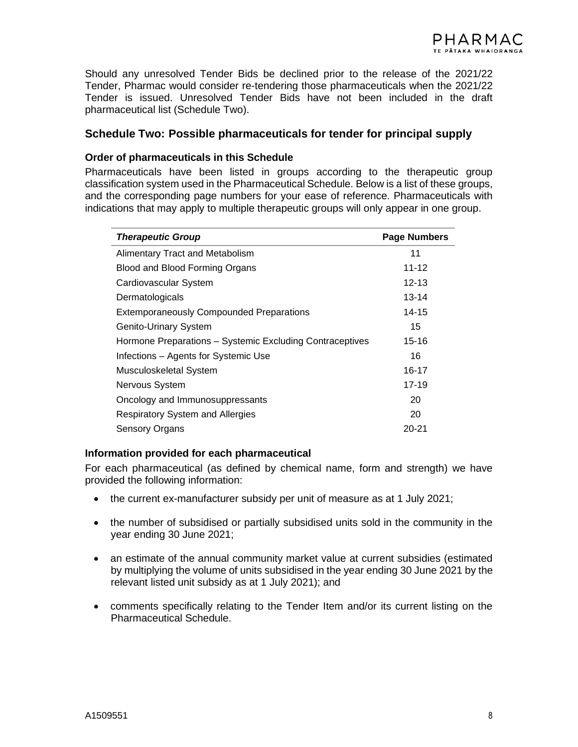Should any unresolved Tender Bids be declined prior to the release of the 2021/22 Tender, Pharmac would consider re-tendering those pharmaceuticals when the 2021/22 Tender is issued. Unresolved Tender Bids have not been included in the draft pharmaceutical list (Schedule Two).

## Schedule Two: Possible pharmaceuticals for tender for principal supply

### Order of pharmaceuticals in this Schedule

Pharmaceuticals have been listed in groups according to the therapeutic group classification system used in the Pharmaceutical Schedule. Below is a list of these groups, and the corresponding page numbers for your ease of reference. Pharmaceuticals with indications that may apply to multiple therapeutic groups will only appear in one group.

| ***Therapeutic Group*** | **Page Numbers** |
|---|---|
| Alimentary Tract and Metabolism | 11 |
| Blood and Blood Forming Organs | 11-12 |
| Cardiovascular System | 12-13 |
| Dermatologicals | 13-14 |
| Extemporaneously Compounded Preparations | 14-15 |
| Genito-Urinary System | 15 |
| Hormone Preparations – Systemic Excluding Contraceptives | 15-16 |
| Infections – Agents for Systemic Use | 16 |
| Musculoskeletal System | 16-17 |
| Nervous System | 17-19 |
| Oncology and Immunosuppressants | 20 |
| Respiratory System and Allergies | 20 |
| Sensory Organs | 20-21 |

### Information provided for each pharmaceutical

For each pharmaceutical (as defined by chemical name, form and strength) we have provided the following information:

- the current ex-manufacturer subsidy per unit of measure as at 1 July 2021;
- the number of subsidised or partially subsidised units sold in the community in the year ending 30 June 2021;
- an estimate of the annual community market value at current subsidies (estimated by multiplying the volume of units subsidised in the year ending 30 June 2021 by the relevant listed unit subsidy as at 1 July 2021); and
- comments specifically relating to the Tender Item and/or its current listing on the Pharmaceutical Schedule.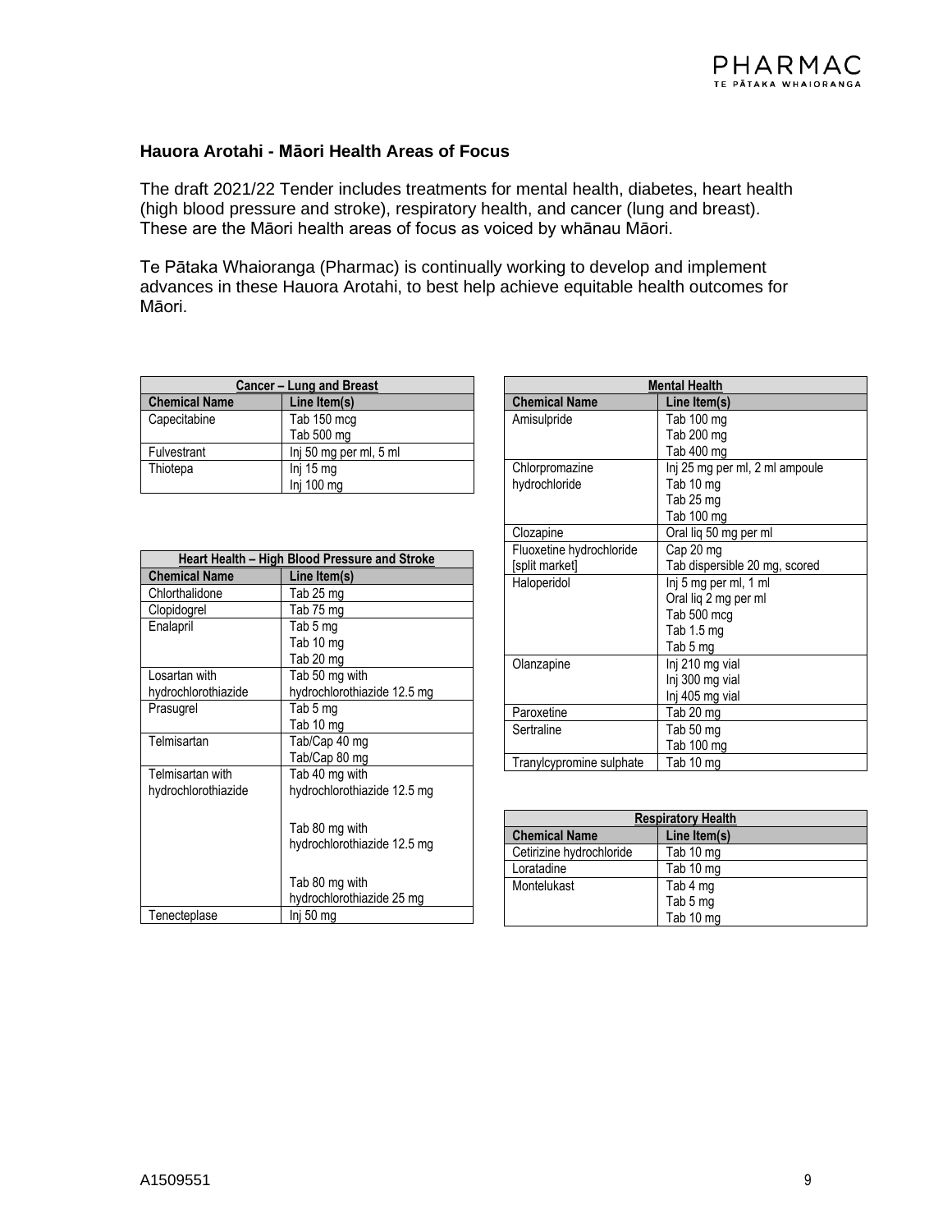### Hauora Arotahi - Māori Health Areas of Focus

The draft 2021/22 Tender includes treatments for mental health, diabetes, heart health (high blood pressure and stroke), respiratory health, and cancer (lung and breast). These are the Māori health areas of focus as voiced by whānau Māori.

Te Pātaka Whaioranga (Pharmac) is continually working to develop and implement advances in these Hauora Arotahi, to best help achieve equitable health outcomes for Māori.

| Cancer – Lung and Breast | |
|---|---|
| **Chemical Name** | **Line Item(s)** |
| Capecitabine | Tab 150 mcg<br>Tab 500 mg |
| Fulvestrant | Inj 50 mg per ml, 5 ml |
| Thiotepa | Inj 15 mg<br>Inj 100 mg |

| Heart Health – High Blood Pressure and Stroke | |
|---|---|
| **Chemical Name** | **Line Item(s)** |
| Chlorthalidone | Tab 25 mg |
| Clopidogrel | Tab 75 mg |
| Enalapril | Tab 5 mg<br>Tab 10 mg<br>Tab 20 mg |
| Losartan with hydrochlorothiazide | Tab 50 mg with hydrochlorothiazide 12.5 mg |
| Prasugrel | Tab 5 mg<br>Tab 10 mg |
| Telmisartan | Tab/Cap 40 mg<br>Tab/Cap 80 mg |
| Telmisartan with hydrochlorothiazide | Tab 40 mg with hydrochlorothiazide 12.5 mg<br><br>Tab 80 mg with hydrochlorothiazide 12.5 mg<br><br>Tab 80 mg with hydrochlorothiazide 25 mg |
| Tenecteplase | Inj 50 mg |

| Mental Health | |
|---|---|
| **Chemical Name** | **Line Item(s)** |
| Amisulpride | Tab 100 mg<br>Tab 200 mg<br>Tab 400 mg |
| Chlorpromazine hydrochloride | Inj 25 mg per ml, 2 ml ampoule<br>Tab 10 mg<br>Tab 25 mg<br>Tab 100 mg |
| Clozapine | Oral liq 50 mg per ml |
| Fluoxetine hydrochloride [split market] | Cap 20 mg<br>Tab dispersible 20 mg, scored |
| Haloperidol | Inj 5 mg per ml, 1 ml<br>Oral liq 2 mg per ml<br>Tab 500 mcg<br>Tab 1.5 mg<br>Tab 5 mg |
| Olanzapine | Inj 210 mg vial<br>Inj 300 mg vial<br>Inj 405 mg vial |
| Paroxetine | Tab 20 mg |
| Sertraline | Tab 50 mg<br>Tab 100 mg |
| Tranylcypromine sulphate | Tab 10 mg |

| Respiratory Health | |
|---|---|
| **Chemical Name** | **Line Item(s)** |
| Cetirizine hydrochloride | Tab 10 mg |
| Loratadine | Tab 10 mg |
| Montelukast | Tab 4 mg<br>Tab 5 mg<br>Tab 10 mg |

A1509551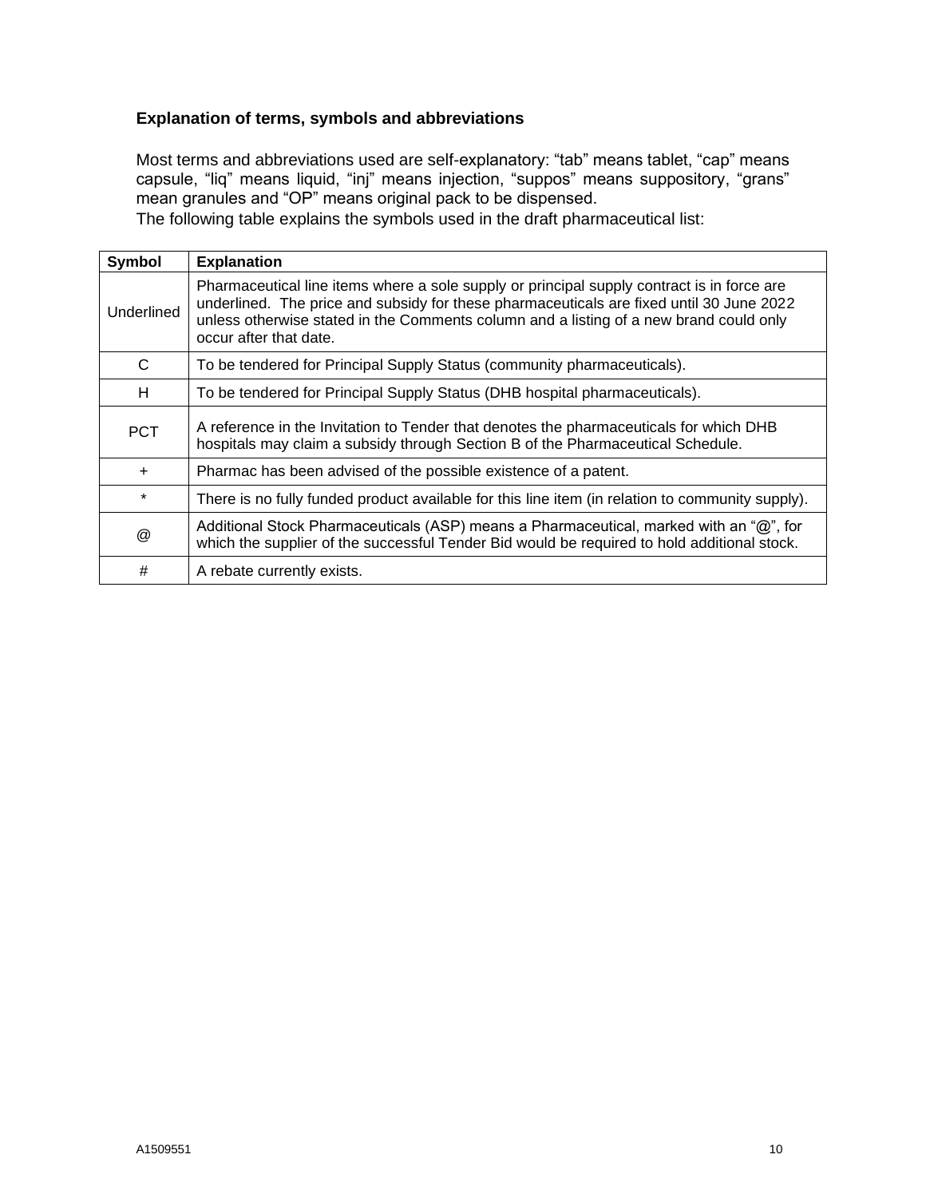### Explanation of terms, symbols and abbreviations

Most terms and abbreviations used are self-explanatory: "tab" means tablet, "cap" means capsule, "liq" means liquid, "inj" means injection, "suppos" means suppository, "grans" mean granules and "OP" means original pack to be dispensed.

The following table explains the symbols used in the draft pharmaceutical list:

| Symbol | Explanation |
|---|---|
| Underlined | Pharmaceutical line items where a sole supply or principal supply contract is in force are underlined. The price and subsidy for these pharmaceuticals are fixed until 30 June 2022 unless otherwise stated in the Comments column and a listing of a new brand could only occur after that date. |
| C | To be tendered for Principal Supply Status (community pharmaceuticals). |
| H | To be tendered for Principal Supply Status (DHB hospital pharmaceuticals). |
| PCT | A reference in the Invitation to Tender that denotes the pharmaceuticals for which DHB hospitals may claim a subsidy through Section B of the Pharmaceutical Schedule. |
| + | Pharmac has been advised of the possible existence of a patent. |
| * | There is no fully funded product available for this line item (in relation to community supply). |
| @ | Additional Stock Pharmaceuticals (ASP) means a Pharmaceutical, marked with an "@", for which the supplier of the successful Tender Bid would be required to hold additional stock. |
| # | A rebate currently exists. |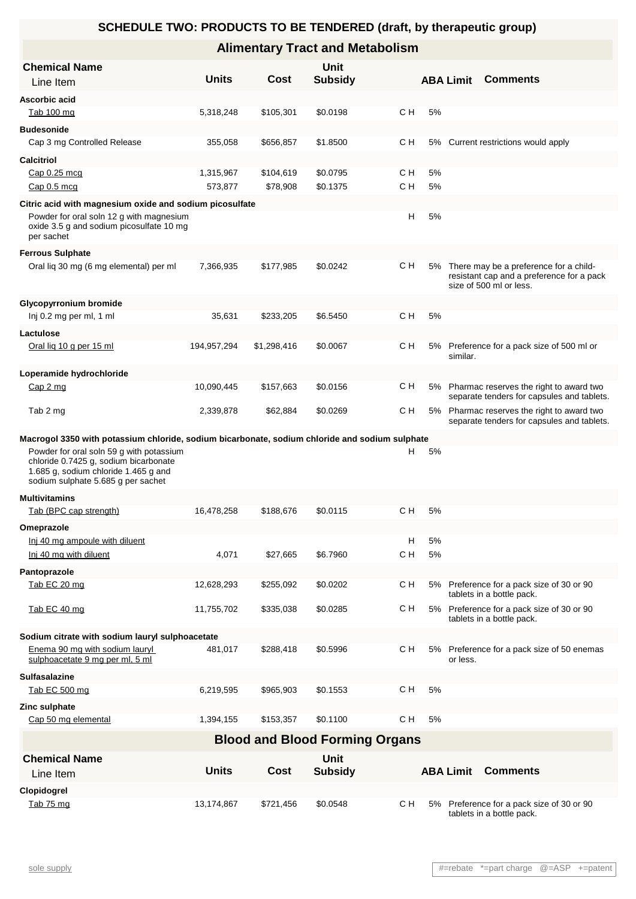# SCHEDULE TWO: PRODUCTS TO BE TENDERED (draft, by therapeutic group)

## Alimentary Tract and Metabolism

| Chemical Name / Line Item | Units | Cost | Unit Subsidy | | ABA Limit | Comments |
|---|---|---|---|---|---|---|
| **Ascorbic acid** | | | | | | |
| Tab 100 mg | 5,318,248 | $105,301 | $0.0198 | C H | 5% | |
| **Budesonide** | | | | | | |
| Cap 3 mg Controlled Release | 355,058 | $656,857 | $1.8500 | C H | 5% | Current restrictions would apply |
| **Calcitriol** | | | | | | |
| Cap 0.25 mcg | 1,315,967 | $104,619 | $0.0795 | C H | 5% | |
| Cap 0.5 mcg | 573,877 | $78,908 | $0.1375 | C H | 5% | |
| **Citric acid with magnesium oxide and sodium picosulfate** | | | | | | |
| Powder for oral soln 12 g with magnesium oxide 3.5 g and sodium picosulfate 10 mg per sachet | | | | H | 5% | |
| **Ferrous Sulphate** | | | | | | |
| Oral liq 30 mg (6 mg elemental) per ml | 7,366,935 | $177,985 | $0.0242 | C H | 5% | There may be a preference for a child-resistant cap and a preference for a pack size of 500 ml or less. |
| **Glycopyrronium bromide** | | | | | | |
| Inj 0.2 mg per ml, 1 ml | 35,631 | $233,205 | $6.5450 | C H | 5% | |
| **Lactulose** | | | | | | |
| Oral liq 10 g per 15 ml | 194,957,294 | $1,298,416 | $0.0067 | C H | 5% | Preference for a pack size of 500 ml or similar. |
| **Loperamide hydrochloride** | | | | | | |
| Cap 2 mg | 10,090,445 | $157,663 | $0.0156 | C H | 5% | Pharmac reserves the right to award two separate tenders for capsules and tablets. |
| Tab 2 mg | 2,339,878 | $62,884 | $0.0269 | C H | 5% | Pharmac reserves the right to award two separate tenders for capsules and tablets. |
| **Macrogol 3350 with potassium chloride, sodium bicarbonate, sodium chloride and sodium sulphate** | | | | | | |
| Powder for oral soln 59 g with potassium chloride 0.7425 g, sodium bicarbonate 1.685 g, sodium chloride 1.465 g and sodium sulphate 5.685 g per sachet | | | | H | 5% | |
| **Multivitamins** | | | | | | |
| Tab (BPC cap strength) | 16,478,258 | $188,676 | $0.0115 | C H | 5% | |
| **Omeprazole** | | | | | | |
| Inj 40 mg ampoule with diluent | | | | H | 5% | |
| Inj 40 mg with diluent | 4,071 | $27,665 | $6.7960 | C H | 5% | |
| **Pantoprazole** | | | | | | |
| Tab EC 20 mg | 12,628,293 | $255,092 | $0.0202 | C H | 5% | Preference for a pack size of 30 or 90 tablets in a bottle pack. |
| Tab EC 40 mg | 11,755,702 | $335,038 | $0.0285 | C H | 5% | Preference for a pack size of 30 or 90 tablets in a bottle pack. |
| **Sodium citrate with sodium lauryl sulphoacetate** | | | | | | |
| Enema 90 mg with sodium lauryl sulphoacetate 9 mg per ml, 5 ml | 481,017 | $288,418 | $0.5996 | C H | 5% | Preference for a pack size of 50 enemas or less. |
| **Sulfasalazine** | | | | | | |
| Tab EC 500 mg | 6,219,595 | $965,903 | $0.1553 | C H | 5% | |
| **Zinc sulphate** | | | | | | |
| Cap 50 mg elemental | 1,394,155 | $153,357 | $0.1100 | C H | 5% | |

## Blood and Blood Forming Organs

| Chemical Name / Line Item | Units | Cost | Unit Subsidy | | ABA Limit | Comments |
|---|---|---|---|---|---|---|
| **Clopidogrel** | | | | | | |
| Tab 75 mg | 13,174,867 | $721,456 | $0.0548 | C H | 5% | Preference for a pack size of 30 or 90 tablets in a bottle pack. |

sole supply

#=rebate *=part charge @=ASP +=patent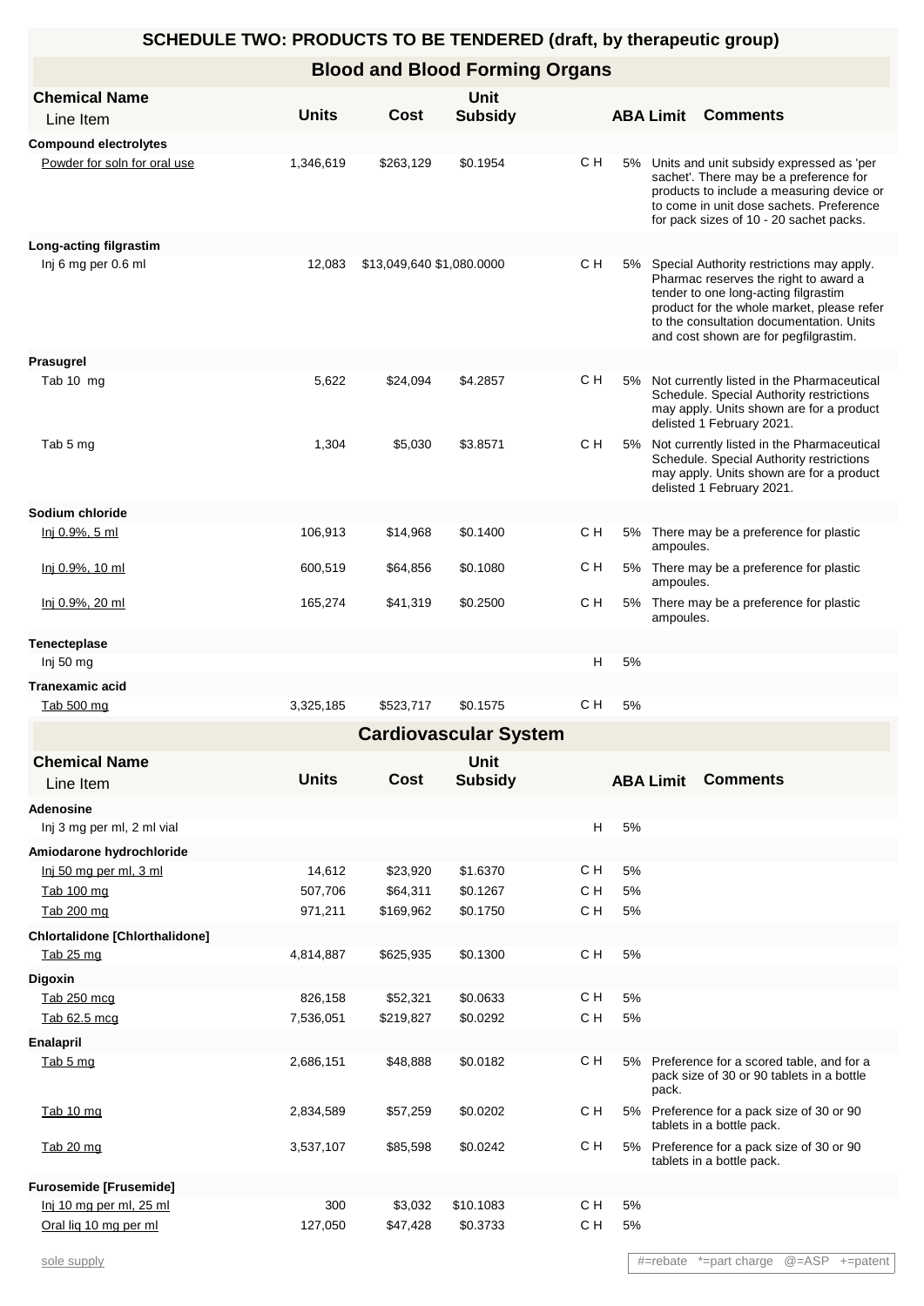# SCHEDULE TWO: PRODUCTS TO BE TENDERED (draft, by therapeutic group)

## Blood and Blood Forming Organs

| Chemical Name / Line Item | Units | Cost | Unit Subsidy | | ABA Limit | Comments |
|---|---|---|---|---|---|---|
| **Compound electrolytes** | | | | | | |
| Powder for soln for oral use | 1,346,619 | $263,129 | $0.1954 | C H | 5% | Units and unit subsidy expressed as 'per sachet'. There may be a preference for products to include a measuring device or to come in unit dose sachets. Preference for pack sizes of 10 - 20 sachet packs. |
| **Long-acting filgrastim** | | | | | | |
| Inj 6 mg per 0.6 ml | 12,083 | $13,049,640 | $1,080.0000 | C H | 5% | Special Authority restrictions may apply. Pharmac reserves the right to award a tender to one long-acting filgrastim product for the whole market, please refer to the consultation documentation. Units and cost shown are for pegfilgrastim. |
| **Prasugrel** | | | | | | |
| Tab 10 mg | 5,622 | $24,094 | $4.2857 | C H | 5% | Not currently listed in the Pharmaceutical Schedule. Special Authority restrictions may apply. Units shown are for a product delisted 1 February 2021. |
| Tab 5 mg | 1,304 | $5,030 | $3.8571 | C H | 5% | Not currently listed in the Pharmaceutical Schedule. Special Authority restrictions may apply. Units shown are for a product delisted 1 February 2021. |
| **Sodium chloride** | | | | | | |
| Inj 0.9%, 5 ml | 106,913 | $14,968 | $0.1400 | C H | 5% | There may be a preference for plastic ampoules. |
| Inj 0.9%, 10 ml | 600,519 | $64,856 | $0.1080 | C H | 5% | There may be a preference for plastic ampoules. |
| Inj 0.9%, 20 ml | 165,274 | $41,319 | $0.2500 | C H | 5% | There may be a preference for plastic ampoules. |
| **Tenecteplase** | | | | | | |
| Inj 50 mg | | | | H | 5% | |
| **Tranexamic acid** | | | | | | |
| Tab 500 mg | 3,325,185 | $523,717 | $0.1575 | C H | 5% | |

## Cardiovascular System

| Chemical Name / Line Item | Units | Cost | Unit Subsidy | | ABA Limit | Comments |
|---|---|---|---|---|---|---|
| **Adenosine** | | | | | | |
| Inj 3 mg per ml, 2 ml vial | | | | H | 5% | |
| **Amiodarone hydrochloride** | | | | | | |
| Inj 50 mg per ml, 3 ml | 14,612 | $23,920 | $1.6370 | C H | 5% | |
| Tab 100 mg | 507,706 | $64,311 | $0.1267 | C H | 5% | |
| Tab 200 mg | 971,211 | $169,962 | $0.1750 | C H | 5% | |
| **Chlortalidone [Chlorthalidone]** | | | | | | |
| Tab 25 mg | 4,814,887 | $625,935 | $0.1300 | C H | 5% | |
| **Digoxin** | | | | | | |
| Tab 250 mcg | 826,158 | $52,321 | $0.0633 | C H | 5% | |
| Tab 62.5 mcg | 7,536,051 | $219,827 | $0.0292 | C H | 5% | |
| **Enalapril** | | | | | | |
| Tab 5 mg | 2,686,151 | $48,888 | $0.0182 | C H | 5% | Preference for a scored table, and for a pack size of 30 or 90 tablets in a bottle pack. |
| Tab 10 mg | 2,834,589 | $57,259 | $0.0202 | C H | 5% | Preference for a pack size of 30 or 90 tablets in a bottle pack. |
| Tab 20 mg | 3,537,107 | $85,598 | $0.0242 | C H | 5% | Preference for a pack size of 30 or 90 tablets in a bottle pack. |
| **Furosemide [Frusemide]** | | | | | | |
| Inj 10 mg per ml, 25 ml | 300 | $3,032 | $10.1083 | C H | 5% | |
| Oral liq 10 mg per ml | 127,050 | $47,428 | $0.3733 | C H | 5% | |

sole supply

#=rebate *=part charge @=ASP +=patent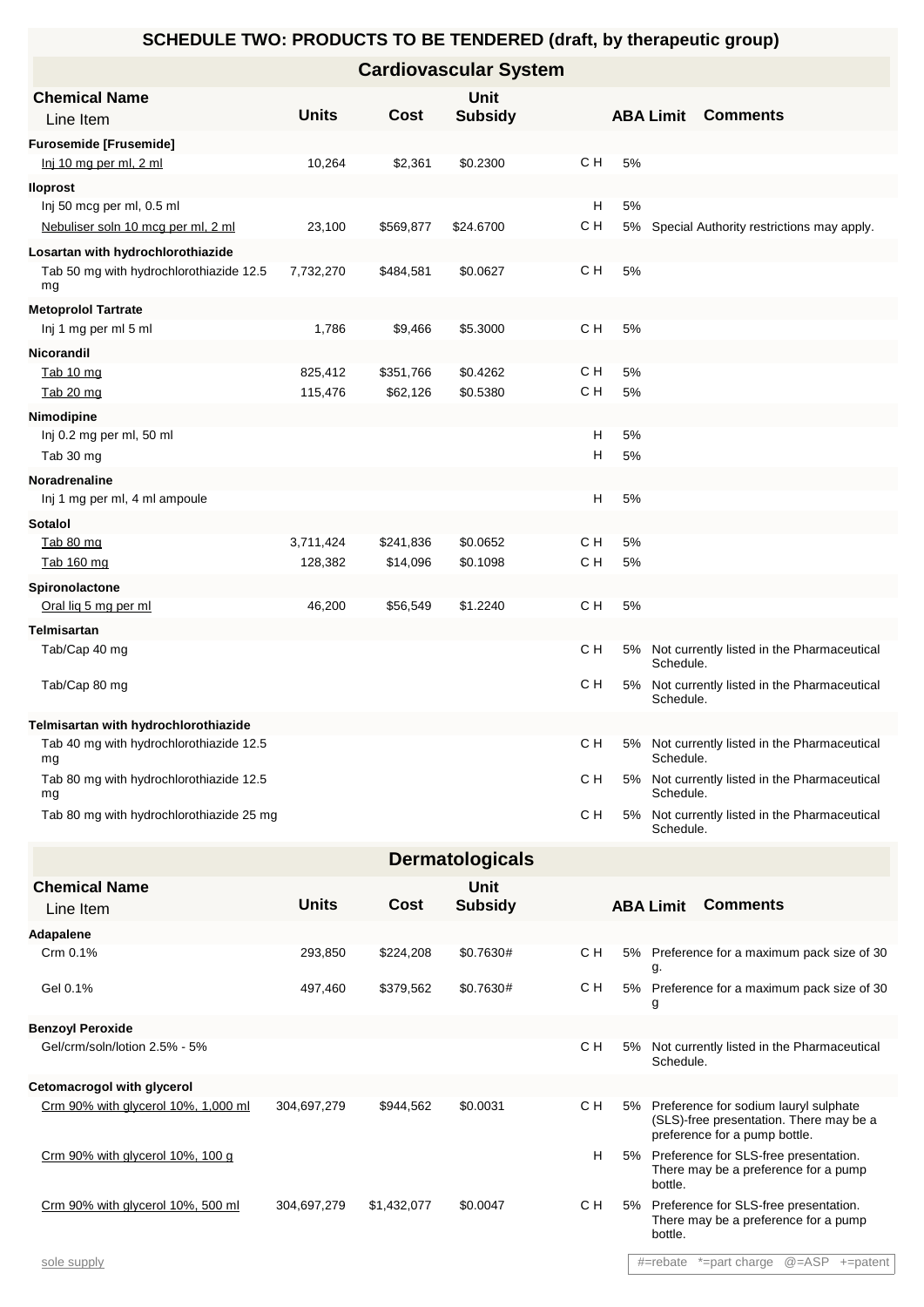## SCHEDULE TWO: PRODUCTS TO BE TENDERED (draft, by therapeutic group)

### Cardiovascular System

| Chemical Name / Line Item | Units | Cost | Unit Subsidy | | ABA Limit | Comments |
|---|---|---|---|---|---|---|
| **Furosemide [Frusemide]** | | | | | | |
| Inj 10 mg per ml, 2 ml | 10,264 | $2,361 | $0.2300 | C H | 5% | |
| **Iloprost** | | | | | | |
| Inj 50 mcg per ml, 0.5 ml | | | | H | 5% | |
| Nebuliser soln 10 mcg per ml, 2 ml | 23,100 | $569,877 | $24.6700 | C H | 5% | Special Authority restrictions may apply. |
| **Losartan with hydrochlorothiazide** | | | | | | |
| Tab 50 mg with hydrochlorothiazide 12.5 mg | 7,732,270 | $484,581 | $0.0627 | C H | 5% | |
| **Metoprolol Tartrate** | | | | | | |
| Inj 1 mg per ml 5 ml | 1,786 | $9,466 | $5.3000 | C H | 5% | |
| **Nicorandil** | | | | | | |
| Tab 10 mg | 825,412 | $351,766 | $0.4262 | C H | 5% | |
| Tab 20 mg | 115,476 | $62,126 | $0.5380 | C H | 5% | |
| **Nimodipine** | | | | | | |
| Inj 0.2 mg per ml, 50 ml | | | | H | 5% | |
| Tab 30 mg | | | | H | 5% | |
| **Noradrenaline** | | | | | | |
| Inj 1 mg per ml, 4 ml ampoule | | | | H | 5% | |
| **Sotalol** | | | | | | |
| Tab 80 mg | 3,711,424 | $241,836 | $0.0652 | C H | 5% | |
| Tab 160 mg | 128,382 | $14,096 | $0.1098 | C H | 5% | |
| **Spironolactone** | | | | | | |
| Oral liq 5 mg per ml | 46,200 | $56,549 | $1.2240 | C H | 5% | |
| **Telmisartan** | | | | | | |
| Tab/Cap 40 mg | | | | C H | 5% | Not currently listed in the Pharmaceutical Schedule. |
| Tab/Cap 80 mg | | | | C H | 5% | Not currently listed in the Pharmaceutical Schedule. |
| **Telmisartan with hydrochlorothiazide** | | | | | | |
| Tab 40 mg with hydrochlorothiazide 12.5 mg | | | | C H | 5% | Not currently listed in the Pharmaceutical Schedule. |
| Tab 80 mg with hydrochlorothiazide 12.5 mg | | | | C H | 5% | Not currently listed in the Pharmaceutical Schedule. |
| Tab 80 mg with hydrochlorothiazide 25 mg | | | | C H | 5% | Not currently listed in the Pharmaceutical Schedule. |

### Dermatologicals

| Chemical Name / Line Item | Units | Cost | Unit Subsidy | | ABA Limit | Comments |
|---|---|---|---|---|---|---|
| **Adapalene** | | | | | | |
| Crm 0.1% | 293,850 | $224,208 | $0.7630# | C H | 5% | Preference for a maximum pack size of 30 g. |
| Gel 0.1% | 497,460 | $379,562 | $0.7630# | C H | 5% | Preference for a maximum pack size of 30 g |
| **Benzoyl Peroxide** | | | | | | |
| Gel/crm/soln/lotion 2.5% - 5% | | | | C H | 5% | Not currently listed in the Pharmaceutical Schedule. |
| **Cetomacrogol with glycerol** | | | | | | |
| Crm 90% with glycerol 10%, 1,000 ml | 304,697,279 | $944,562 | $0.0031 | C H | 5% | Preference for sodium lauryl sulphate (SLS)-free presentation. There may be a preference for a pump bottle. |
| Crm 90% with glycerol 10%, 100 g | | | | H | 5% | Preference for SLS-free presentation. There may be a preference for a pump bottle. |
| Crm 90% with glycerol 10%, 500 ml | 304,697,279 | $1,432,077 | $0.0047 | C H | 5% | Preference for SLS-free presentation. There may be a preference for a pump bottle. |

sole supply

#=rebate *=part charge @=ASP +=patent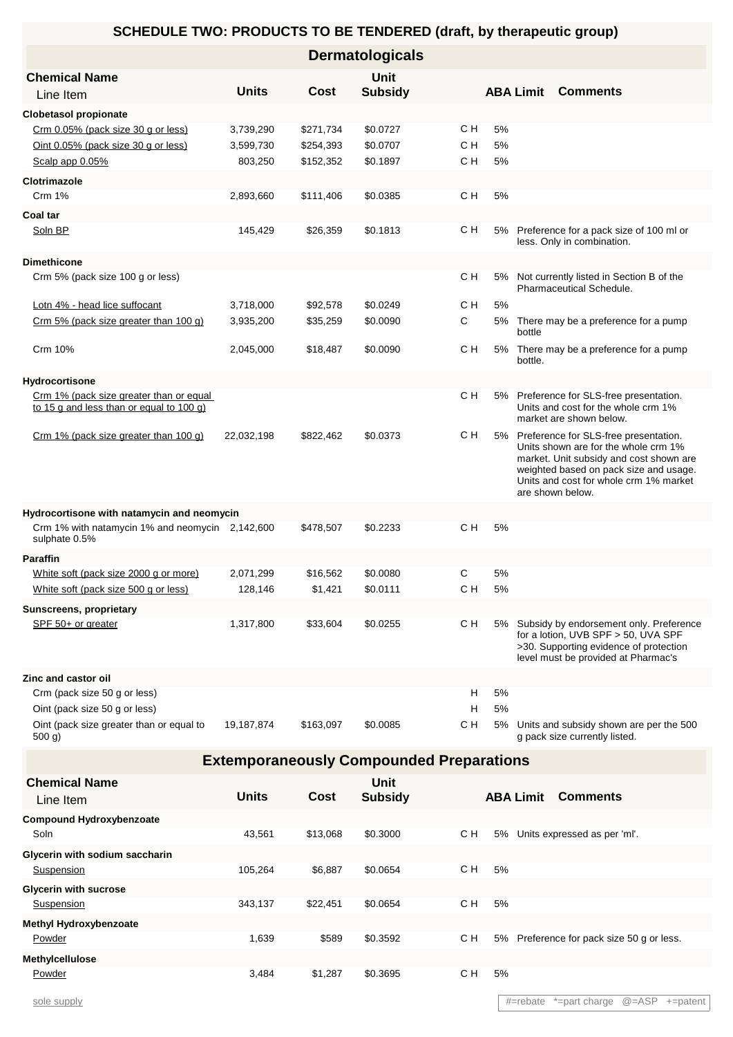# SCHEDULE TWO: PRODUCTS TO BE TENDERED (draft, by therapeutic group)

## Dermatologicals

| Chemical Name / Line Item | Units | Cost | Unit Subsidy | | ABA Limit | Comments |
|---|---|---|---|---|---|---|
| **Clobetasol propionate** | | | | | | |
| Crm 0.05% (pack size 30 g or less) | 3,739,290 | $271,734 | $0.0727 | C H | 5% | |
| Oint 0.05% (pack size 30 g or less) | 3,599,730 | $254,393 | $0.0707 | C H | 5% | |
| Scalp app 0.05% | 803,250 | $152,352 | $0.1897 | C H | 5% | |
| **Clotrimazole** | | | | | | |
| Crm 1% | 2,893,660 | $111,406 | $0.0385 | C H | 5% | |
| **Coal tar** | | | | | | |
| Soln BP | 145,429 | $26,359 | $0.1813 | C H | 5% | Preference for a pack size of 100 ml or less. Only in combination. |
| **Dimethicone** | | | | | | |
| Crm 5% (pack size 100 g or less) | | | | C H | 5% | Not currently listed in Section B of the Pharmaceutical Schedule. |
| Lotn 4% - head lice suffocant | 3,718,000 | $92,578 | $0.0249 | C H | 5% | |
| Crm 5% (pack size greater than 100 g) | 3,935,200 | $35,259 | $0.0090 | C | 5% | There may be a preference for a pump bottle |
| Crm 10% | 2,045,000 | $18,487 | $0.0090 | C H | 5% | There may be a preference for a pump bottle. |
| **Hydrocortisone** | | | | | | |
| Crm 1% (pack size greater than or equal to 15 g and less than or equal to 100 g) | | | | C H | 5% | Preference for SLS-free presentation. Units and cost for the whole crm 1% market are shown below. |
| Crm 1% (pack size greater than 100 g) | 22,032,198 | $822,462 | $0.0373 | C H | 5% | Preference for SLS-free presentation. Units shown are for the whole crm 1% market. Unit subsidy and cost shown are weighted based on pack size and usage. Units and cost for whole crm 1% market are shown below. |
| **Hydrocortisone with natamycin and neomycin** | | | | | | |
| Crm 1% with natamycin 1% and neomycin sulphate 0.5% | 2,142,600 | $478,507 | $0.2233 | C H | 5% | |
| **Paraffin** | | | | | | |
| White soft (pack size 2000 g or more) | 2,071,299 | $16,562 | $0.0080 | C | 5% | |
| White soft (pack size 500 g or less) | 128,146 | $1,421 | $0.0111 | C H | 5% | |
| **Sunscreens, proprietary** | | | | | | |
| SPF 50+ or greater | 1,317,800 | $33,604 | $0.0255 | C H | 5% | Subsidy by endorsement only. Preference for a lotion, UVB SPF > 50, UVA SPF >30. Supporting evidence of protection level must be provided at Pharmac's |
| **Zinc and castor oil** | | | | | | |
| Crm (pack size 50 g or less) | | | | H | 5% | |
| Oint (pack size 50 g or less) | | | | H | 5% | |
| Oint (pack size greater than or equal to 500 g) | 19,187,874 | $163,097 | $0.0085 | C H | 5% | Units and subsidy shown are per the 500 g pack size currently listed. |

## Extemporaneously Compounded Preparations

| Chemical Name / Line Item | Units | Cost | Unit Subsidy | | ABA Limit | Comments |
|---|---|---|---|---|---|---|
| **Compound Hydroxybenzoate** | | | | | | |
| Soln | 43,561 | $13,068 | $0.3000 | C H | 5% | Units expressed as per 'ml'. |
| **Glycerin with sodium saccharin** | | | | | | |
| Suspension | 105,264 | $6,887 | $0.0654 | C H | 5% | |
| **Glycerin with sucrose** | | | | | | |
| Suspension | 343,137 | $22,451 | $0.0654 | C H | 5% | |
| **Methyl Hydroxybenzoate** | | | | | | |
| Powder | 1,639 | $589 | $0.3592 | C H | 5% | Preference for pack size 50 g or less. |
| **Methylcellulose** | | | | | | |
| Powder | 3,484 | $1,287 | $0.3695 | C H | 5% | |

sole supply

#=rebate *=part charge @=ASP +=patent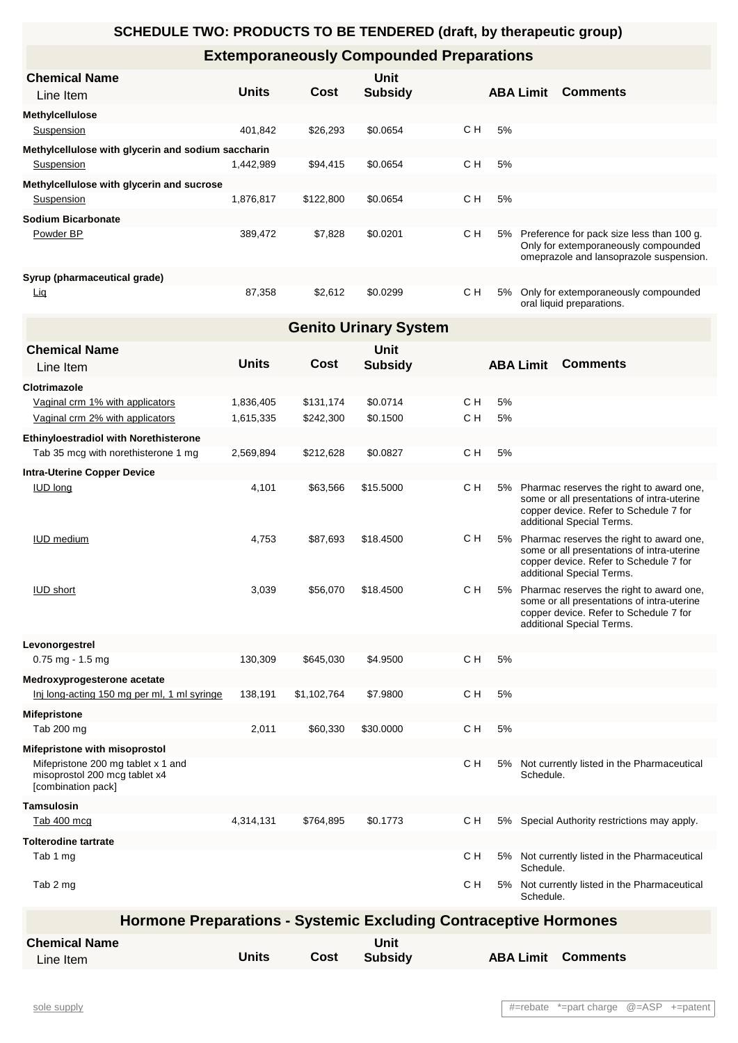# SCHEDULE TWO: PRODUCTS TO BE TENDERED (draft, by therapeutic group)

## Extemporaneously Compounded Preparations

| Chemical Name / Line Item | Units | Cost | Unit Subsidy | | ABA Limit | Comments |
|---|---|---|---|---|---|---|
| **Methylcellulose** | | | | | | |
| Suspension | 401,842 | $26,293 | $0.0654 | C H | 5% | |
| **Methylcellulose with glycerin and sodium saccharin** | | | | | | |
| Suspension | 1,442,989 | $94,415 | $0.0654 | C H | 5% | |
| **Methylcellulose with glycerin and sucrose** | | | | | | |
| Suspension | 1,876,817 | $122,800 | $0.0654 | C H | 5% | |
| **Sodium Bicarbonate** | | | | | | |
| Powder BP | 389,472 | $7,828 | $0.0201 | C H | 5% | Preference for pack size less than 100 g. Only for extemporaneously compounded omeprazole and lansoprazole suspension. |
| **Syrup (pharmaceutical grade)** | | | | | | |
| Liq | 87,358 | $2,612 | $0.0299 | C H | 5% | Only for extemporaneously compounded oral liquid preparations. |

## Genito Urinary System

| Chemical Name / Line Item | Units | Cost | Unit Subsidy | | ABA Limit | Comments |
|---|---|---|---|---|---|---|
| **Clotrimazole** | | | | | | |
| Vaginal crm 1% with applicators | 1,836,405 | $131,174 | $0.0714 | C H | 5% | |
| Vaginal crm 2% with applicators | 1,615,335 | $242,300 | $0.1500 | C H | 5% | |
| **Ethinyloestradiol with Norethisterone** | | | | | | |
| Tab 35 mcg with norethisterone 1 mg | 2,569,894 | $212,628 | $0.0827 | C H | 5% | |
| **Intra-Uterine Copper Device** | | | | | | |
| IUD long | 4,101 | $63,566 | $15.5000 | C H | 5% | Pharmac reserves the right to award one, some or all presentations of intra-uterine copper device. Refer to Schedule 7 for additional Special Terms. |
| IUD medium | 4,753 | $87,693 | $18.4500 | C H | 5% | Pharmac reserves the right to award one, some or all presentations of intra-uterine copper device. Refer to Schedule 7 for additional Special Terms. |
| IUD short | 3,039 | $56,070 | $18.4500 | C H | 5% | Pharmac reserves the right to award one, some or all presentations of intra-uterine copper device. Refer to Schedule 7 for additional Special Terms. |
| **Levonorgestrel** | | | | | | |
| 0.75 mg - 1.5 mg | 130,309 | $645,030 | $4.9500 | C H | 5% | |
| **Medroxyprogesterone acetate** | | | | | | |
| Inj long-acting 150 mg per ml, 1 ml syringe | 138,191 | $1,102,764 | $7.9800 | C H | 5% | |
| **Mifepristone** | | | | | | |
| Tab 200 mg | 2,011 | $60,330 | $30.0000 | C H | 5% | |
| **Mifepristone with misoprostol** | | | | | | |
| Mifepristone 200 mg tablet x 1 and misoprostol 200 mcg tablet x4 [combination pack] | | | | C H | 5% | Not currently listed in the Pharmaceutical Schedule. |
| **Tamsulosin** | | | | | | |
| Tab 400 mcg | 4,314,131 | $764,895 | $0.1773 | C H | 5% | Special Authority restrictions may apply. |
| **Tolterodine tartrate** | | | | | | |
| Tab 1 mg | | | | C H | 5% | Not currently listed in the Pharmaceutical Schedule. |
| Tab 2 mg | | | | C H | 5% | Not currently listed in the Pharmaceutical Schedule. |

## Hormone Preparations - Systemic Excluding Contraceptive Hormones

| Chemical Name / Line Item | Units | Cost | Unit Subsidy | | ABA Limit | Comments |
|---|---|---|---|---|---|---|

sole supply

#=rebate *=part charge @=ASP +=patent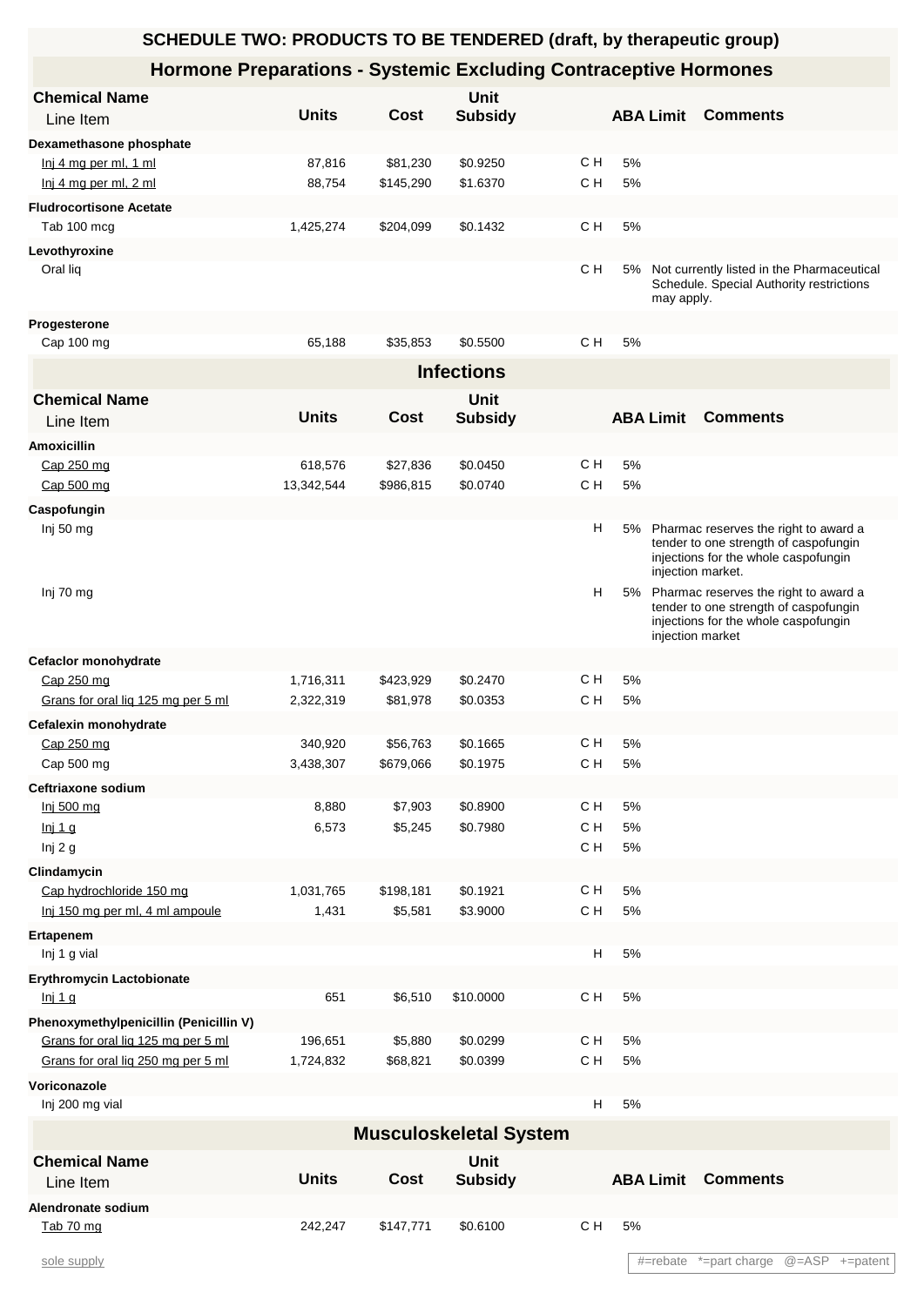# SCHEDULE TWO: PRODUCTS TO BE TENDERED (draft, by therapeutic group)

## Hormone Preparations - Systemic Excluding Contraceptive Hormones

| Chemical Name / Line Item | Units | Cost | Unit Subsidy | | ABA Limit | Comments |
|---|---|---|---|---|---|---|
| **Dexamethasone phosphate** | | | | | | |
| Inj 4 mg per ml, 1 ml | 87,816 | $81,230 | $0.9250 | C H | 5% | |
| Inj 4 mg per ml, 2 ml | 88,754 | $145,290 | $1.6370 | C H | 5% | |
| **Fludrocortisone Acetate** | | | | | | |
| Tab 100 mcg | 1,425,274 | $204,099 | $0.1432 | C H | 5% | |
| **Levothyroxine** | | | | | | |
| Oral liq | | | | C H | 5% | Not currently listed in the Pharmaceutical Schedule. Special Authority restrictions may apply. |
| **Progesterone** | | | | | | |
| Cap 100 mg | 65,188 | $35,853 | $0.5500 | C H | 5% | |

## Infections

| Chemical Name / Line Item | Units | Cost | Unit Subsidy | | ABA Limit | Comments |
|---|---|---|---|---|---|---|
| **Amoxicillin** | | | | | | |
| Cap 250 mg | 618,576 | $27,836 | $0.0450 | C H | 5% | |
| Cap 500 mg | 13,342,544 | $986,815 | $0.0740 | C H | 5% | |
| **Caspofungin** | | | | | | |
| Inj 50 mg | | | | H | 5% | Pharmac reserves the right to award a tender to one strength of caspofungin injections for the whole caspofungin injection market. |
| Inj 70 mg | | | | H | 5% | Pharmac reserves the right to award a tender to one strength of caspofungin injections for the whole caspofungin injection market |
| **Cefaclor monohydrate** | | | | | | |
| Cap 250 mg | 1,716,311 | $423,929 | $0.2470 | C H | 5% | |
| Grans for oral liq 125 mg per 5 ml | 2,322,319 | $81,978 | $0.0353 | C H | 5% | |
| **Cefalexin monohydrate** | | | | | | |
| Cap 250 mg | 340,920 | $56,763 | $0.1665 | C H | 5% | |
| Cap 500 mg | 3,438,307 | $679,066 | $0.1975 | C H | 5% | |
| **Ceftriaxone sodium** | | | | | | |
| Inj 500 mg | 8,880 | $7,903 | $0.8900 | C H | 5% | |
| Inj 1 g | 6,573 | $5,245 | $0.7980 | C H | 5% | |
| Inj 2 g | | | | C H | 5% | |
| **Clindamycin** | | | | | | |
| Cap hydrochloride 150 mg | 1,031,765 | $198,181 | $0.1921 | C H | 5% | |
| Inj 150 mg per ml, 4 ml ampoule | 1,431 | $5,581 | $3.9000 | C H | 5% | |
| **Ertapenem** | | | | | | |
| Inj 1 g vial | | | | H | 5% | |
| **Erythromycin Lactobionate** | | | | | | |
| Inj 1 g | 651 | $6,510 | $10.0000 | C H | 5% | |
| **Phenoxymethylpenicillin (Penicillin V)** | | | | | | |
| Grans for oral liq 125 mg per 5 ml | 196,651 | $5,880 | $0.0299 | C H | 5% | |
| Grans for oral liq 250 mg per 5 ml | 1,724,832 | $68,821 | $0.0399 | C H | 5% | |
| **Voriconazole** | | | | | | |
| Inj 200 mg vial | | | | H | 5% | |

## Musculoskeletal System

| Chemical Name / Line Item | Units | Cost | Unit Subsidy | | ABA Limit | Comments |
|---|---|---|---|---|---|---|
| **Alendronate sodium** | | | | | | |
| Tab 70 mg | 242,247 | $147,771 | $0.6100 | C H | 5% | |

sole supply

#=rebate *=part charge @=ASP +=patent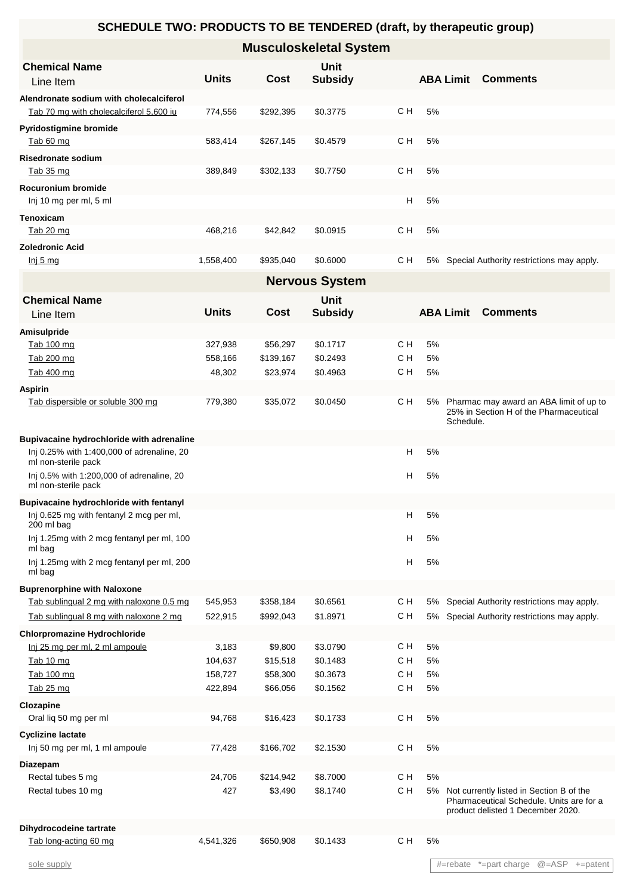# SCHEDULE TWO: PRODUCTS TO BE TENDERED (draft, by therapeutic group)

## Musculoskeletal System

| Chemical Name / Line Item | Units | Cost | Unit Subsidy | | ABA Limit | Comments |
|---|---|---|---|---|---|---|
| **Alendronate sodium with cholecalciferol** | | | | | | |
| Tab 70 mg with cholecalciferol 5,600 iu | 774,556 | $292,395 | $0.3775 | C H | 5% | |
| **Pyridostigmine bromide** | | | | | | |
| Tab 60 mg | 583,414 | $267,145 | $0.4579 | C H | 5% | |
| **Risedronate sodium** | | | | | | |
| Tab 35 mg | 389,849 | $302,133 | $0.7750 | C H | 5% | |
| **Rocuronium bromide** | | | | | | |
| Inj 10 mg per ml, 5 ml | | | | H | 5% | |
| **Tenoxicam** | | | | | | |
| Tab 20 mg | 468,216 | $42,842 | $0.0915 | C H | 5% | |
| **Zoledronic Acid** | | | | | | |
| Inj 5 mg | 1,558,400 | $935,040 | $0.6000 | C H | 5% | Special Authority restrictions may apply. |

## Nervous System

| Chemical Name / Line Item | Units | Cost | Unit Subsidy | | ABA Limit | Comments |
|---|---|---|---|---|---|---|
| **Amisulpride** | | | | | | |
| Tab 100 mg | 327,938 | $56,297 | $0.1717 | C H | 5% | |
| Tab 200 mg | 558,166 | $139,167 | $0.2493 | C H | 5% | |
| Tab 400 mg | 48,302 | $23,974 | $0.4963 | C H | 5% | |
| **Aspirin** | | | | | | |
| Tab dispersible or soluble 300 mg | 779,380 | $35,072 | $0.0450 | C H | 5% | Pharmac may award an ABA limit of up to 25% in Section H of the Pharmaceutical Schedule. |
| **Bupivacaine hydrochloride with adrenaline** | | | | | | |
| Inj 0.25% with 1:400,000 of adrenaline, 20 ml non-sterile pack | | | | H | 5% | |
| Inj 0.5% with 1:200,000 of adrenaline, 20 ml non-sterile pack | | | | H | 5% | |
| **Bupivacaine hydrochloride with fentanyl** | | | | | | |
| Inj 0.625 mg with fentanyl 2 mcg per ml, 200 ml bag | | | | H | 5% | |
| Inj 1.25mg with 2 mcg fentanyl per ml, 100 ml bag | | | | H | 5% | |
| Inj 1.25mg with 2 mcg fentanyl per ml, 200 ml bag | | | | H | 5% | |
| **Buprenorphine with Naloxone** | | | | | | |
| Tab sublingual 2 mg with naloxone 0.5 mg | 545,953 | $358,184 | $0.6561 | C H | 5% | Special Authority restrictions may apply. |
| Tab sublingual 8 mg with naloxone 2 mg | 522,915 | $992,043 | $1.8971 | C H | 5% | Special Authority restrictions may apply. |
| **Chlorpromazine Hydrochloride** | | | | | | |
| Inj 25 mg per ml, 2 ml ampoule | 3,183 | $9,800 | $3.0790 | C H | 5% | |
| Tab 10 mg | 104,637 | $15,518 | $0.1483 | C H | 5% | |
| Tab 100 mg | 158,727 | $58,300 | $0.3673 | C H | 5% | |
| Tab 25 mg | 422,894 | $66,056 | $0.1562 | C H | 5% | |
| **Clozapine** | | | | | | |
| Oral liq 50 mg per ml | 94,768 | $16,423 | $0.1733 | C H | 5% | |
| **Cyclizine lactate** | | | | | | |
| Inj 50 mg per ml, 1 ml ampoule | 77,428 | $166,702 | $2.1530 | C H | 5% | |
| **Diazepam** | | | | | | |
| Rectal tubes 5 mg | 24,706 | $214,942 | $8.7000 | C H | 5% | |
| Rectal tubes 10 mg | 427 | $3,490 | $8.1740 | C H | 5% | Not currently listed in Section B of the Pharmaceutical Schedule. Units are for a product delisted 1 December 2020. |
| **Dihydrocodeine tartrate** | | | | | | |
| Tab long-acting 60 mg | 4,541,326 | $650,908 | $0.1433 | C H | 5% | |

sole supply

#=rebate *=part charge @=ASP +=patent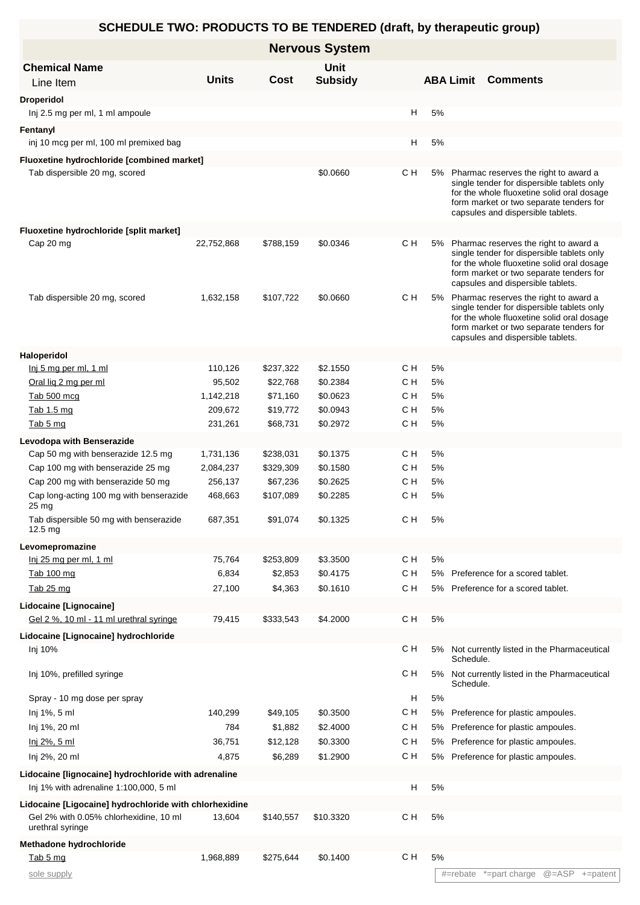# SCHEDULE TWO: PRODUCTS TO BE TENDERED (draft, by therapeutic group)

## Nervous System

| Chemical Name / Line Item | Units | Cost | Unit Subsidy | | ABA Limit | Comments |
|---|---|---|---|---|---|---|
| **Droperidol** | | | | | | |
| Inj 2.5 mg per ml, 1 ml ampoule | | | | H | 5% | |
| **Fentanyl** | | | | | | |
| inj 10 mcg per ml, 100 ml premixed bag | | | | H | 5% | |
| **Fluoxetine hydrochloride [combined market]** | | | | | | |
| Tab dispersible 20 mg, scored | | | $0.0660 | C H | 5% | Pharmac reserves the right to award a single tender for dispersible tablets only for the whole fluoxetine solid oral dosage form market or two separate tenders for capsules and dispersible tablets. |
| **Fluoxetine hydrochloride [split market]** | | | | | | |
| Cap 20 mg | 22,752,868 | $788,159 | $0.0346 | C H | 5% | Pharmac reserves the right to award a single tender for dispersible tablets only for the whole fluoxetine solid oral dosage form market or two separate tenders for capsules and dispersible tablets. |
| Tab dispersible 20 mg, scored | 1,632,158 | $107,722 | $0.0660 | C H | 5% | Pharmac reserves the right to award a single tender for dispersible tablets only for the whole fluoxetine solid oral dosage form market or two separate tenders for capsules and dispersible tablets. |
| **Haloperidol** | | | | | | |
| Inj 5 mg per ml, 1 ml | 110,126 | $237,322 | $2.1550 | C H | 5% | |
| Oral liq 2 mg per ml | 95,502 | $22,768 | $0.2384 | C H | 5% | |
| Tab 500 mcg | 1,142,218 | $71,160 | $0.0623 | C H | 5% | |
| Tab 1.5 mg | 209,672 | $19,772 | $0.0943 | C H | 5% | |
| Tab 5 mg | 231,261 | $68,731 | $0.2972 | C H | 5% | |
| **Levodopa with Benserazide** | | | | | | |
| Cap 50 mg with benserazide 12.5 mg | 1,731,136 | $238,031 | $0.1375 | C H | 5% | |
| Cap 100 mg with benserazide 25 mg | 2,084,237 | $329,309 | $0.1580 | C H | 5% | |
| Cap 200 mg with benserazide 50 mg | 256,137 | $67,236 | $0.2625 | C H | 5% | |
| Cap long-acting 100 mg with benserazide 25 mg | 468,663 | $107,089 | $0.2285 | C H | 5% | |
| Tab dispersible 50 mg with benserazide 12.5 mg | 687,351 | $91,074 | $0.1325 | C H | 5% | |
| **Levomepromazine** | | | | | | |
| Inj 25 mg per ml, 1 ml | 75,764 | $253,809 | $3.3500 | C H | 5% | |
| Tab 100 mg | 6,834 | $2,853 | $0.4175 | C H | 5% | Preference for a scored tablet. |
| Tab 25 mg | 27,100 | $4,363 | $0.1610 | C H | 5% | Preference for a scored tablet. |
| **Lidocaine [Lignocaine]** | | | | | | |
| Gel 2 %, 10 ml - 11 ml urethral syringe | 79,415 | $333,543 | $4.2000 | C H | 5% | |
| **Lidocaine [Lignocaine] hydrochloride** | | | | | | |
| Inj 10% | | | | C H | 5% | Not currently listed in the Pharmaceutical Schedule. |
| Inj 10%, prefilled syringe | | | | C H | 5% | Not currently listed in the Pharmaceutical Schedule. |
| Spray - 10 mg dose per spray | | | | H | 5% | |
| Inj 1%, 5 ml | 140,299 | $49,105 | $0.3500 | C H | 5% | Preference for plastic ampoules. |
| Inj 1%, 20 ml | 784 | $1,882 | $2.4000 | C H | 5% | Preference for plastic ampoules. |
| Inj 2%, 5 ml | 36,751 | $12,128 | $0.3300 | C H | 5% | Preference for plastic ampoules. |
| Inj 2%, 20 ml | 4,875 | $6,289 | $1.2900 | C H | 5% | Preference for plastic ampoules. |
| **Lidocaine [lignocaine] hydrochloride with adrenaline** | | | | | | |
| Inj 1% with adrenaline 1:100,000, 5 ml | | | | H | 5% | |
| **Lidocaine [Ligocaine] hydrochloride with chlorhexidine** | | | | | | |
| Gel 2% with 0.05% chlorhexidine, 10 ml urethral syringe | 13,604 | $140,557 | $10.3320 | C H | 5% | |
| **Methadone hydrochloride** | | | | | | |
| Tab 5 mg | 1,968,889 | $275,644 | $0.1400 | C H | 5% | |

sole supply

#=rebate *=part charge @=ASP +=patent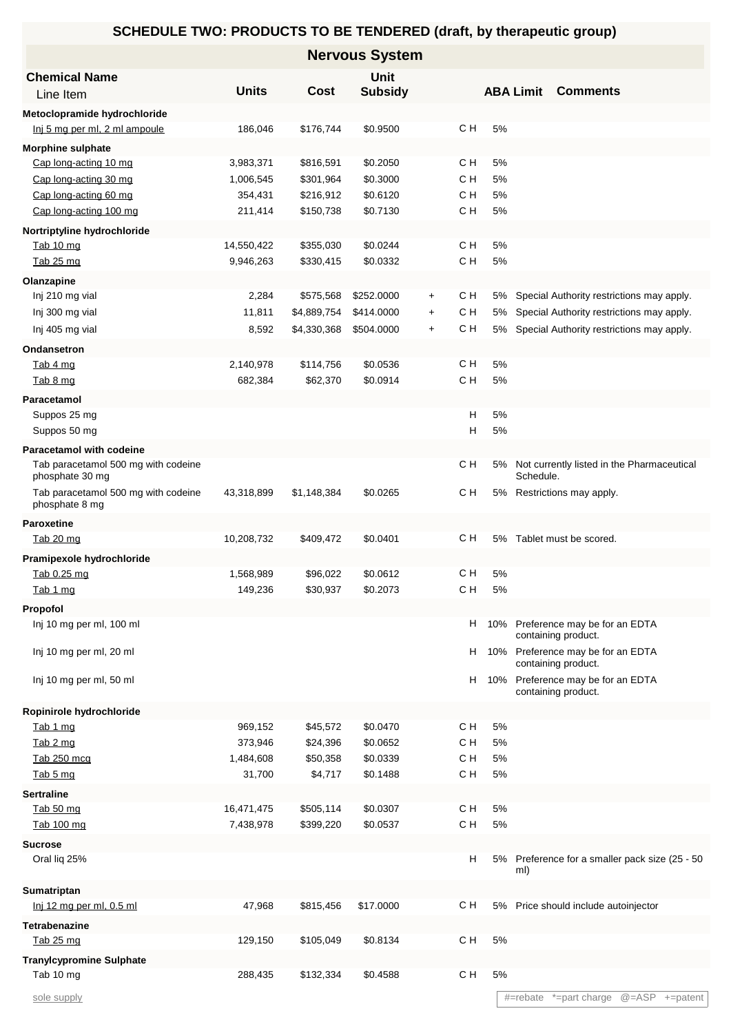## SCHEDULE TWO: PRODUCTS TO BE TENDERED (draft, by therapeutic group)

### Nervous System

| Chemical Name / Line Item | Units | Cost | Unit Subsidy | | | ABA Limit | Comments |
|---|---|---|---|---|---|---|---|
| **Metoclopramide hydrochloride** | | | | | | | |
| Inj 5 mg per ml, 2 ml ampoule | 186,046 | $176,744 | $0.9500 | | C H | 5% | |
| **Morphine sulphate** | | | | | | | |
| Cap long-acting 10 mg | 3,983,371 | $816,591 | $0.2050 | | C H | 5% | |
| Cap long-acting 30 mg | 1,006,545 | $301,964 | $0.3000 | | C H | 5% | |
| Cap long-acting 60 mg | 354,431 | $216,912 | $0.6120 | | C H | 5% | |
| Cap long-acting 100 mg | 211,414 | $150,738 | $0.7130 | | C H | 5% | |
| **Nortriptyline hydrochloride** | | | | | | | |
| Tab 10 mg | 14,550,422 | $355,030 | $0.0244 | | C H | 5% | |
| Tab 25 mg | 9,946,263 | $330,415 | $0.0332 | | C H | 5% | |
| **Olanzapine** | | | | | | | |
| Inj 210 mg vial | 2,284 | $575,568 | $252.0000 | + | C H | 5% | Special Authority restrictions may apply. |
| Inj 300 mg vial | 11,811 | $4,889,754 | $414.0000 | + | C H | 5% | Special Authority restrictions may apply. |
| Inj 405 mg vial | 8,592 | $4,330,368 | $504.0000 | + | C H | 5% | Special Authority restrictions may apply. |
| **Ondansetron** | | | | | | | |
| Tab 4 mg | 2,140,978 | $114,756 | $0.0536 | | C H | 5% | |
| Tab 8 mg | 682,384 | $62,370 | $0.0914 | | C H | 5% | |
| **Paracetamol** | | | | | | | |
| Suppos 25 mg | | | | | H | 5% | |
| Suppos 50 mg | | | | | H | 5% | |
| **Paracetamol with codeine** | | | | | | | |
| Tab paracetamol 500 mg with codeine phosphate 30 mg | | | | | C H | 5% | Not currently listed in the Pharmaceutical Schedule. |
| Tab paracetamol 500 mg with codeine phosphate 8 mg | 43,318,899 | $1,148,384 | $0.0265 | | C H | 5% | Restrictions may apply. |
| **Paroxetine** | | | | | | | |
| Tab 20 mg | 10,208,732 | $409,472 | $0.0401 | | C H | 5% | Tablet must be scored. |
| **Pramipexole hydrochloride** | | | | | | | |
| Tab 0.25 mg | 1,568,989 | $96,022 | $0.0612 | | C H | 5% | |
| Tab 1 mg | 149,236 | $30,937 | $0.2073 | | C H | 5% | |
| **Propofol** | | | | | | | |
| Inj 10 mg per ml, 100 ml | | | | | H | 10% | Preference may be for an EDTA containing product. |
| Inj 10 mg per ml, 20 ml | | | | | H | 10% | Preference may be for an EDTA containing product. |
| Inj 10 mg per ml, 50 ml | | | | | H | 10% | Preference may be for an EDTA containing product. |
| **Ropinirole hydrochloride** | | | | | | | |
| Tab 1 mg | 969,152 | $45,572 | $0.0470 | | C H | 5% | |
| Tab 2 mg | 373,946 | $24,396 | $0.0652 | | C H | 5% | |
| Tab 250 mcg | 1,484,608 | $50,358 | $0.0339 | | C H | 5% | |
| Tab 5 mg | 31,700 | $4,717 | $0.1488 | | C H | 5% | |
| **Sertraline** | | | | | | | |
| Tab 50 mg | 16,471,475 | $505,114 | $0.0307 | | C H | 5% | |
| Tab 100 mg | 7,438,978 | $399,220 | $0.0537 | | C H | 5% | |
| **Sucrose** | | | | | | | |
| Oral liq 25% | | | | | H | 5% | Preference for a smaller pack size (25 - 50 ml) |
| **Sumatriptan** | | | | | | | |
| Inj 12 mg per ml, 0.5 ml | 47,968 | $815,456 | $17.0000 | | C H | 5% | Price should include autoinjector |
| **Tetrabenazine** | | | | | | | |
| Tab 25 mg | 129,150 | $105,049 | $0.8134 | | C H | 5% | |
| **Tranylcypromine Sulphate** | | | | | | | |
| Tab 10 mg | 288,435 | $132,334 | $0.4588 | | C H | 5% | |

sole supply

#=rebate *=part charge @=ASP +=patent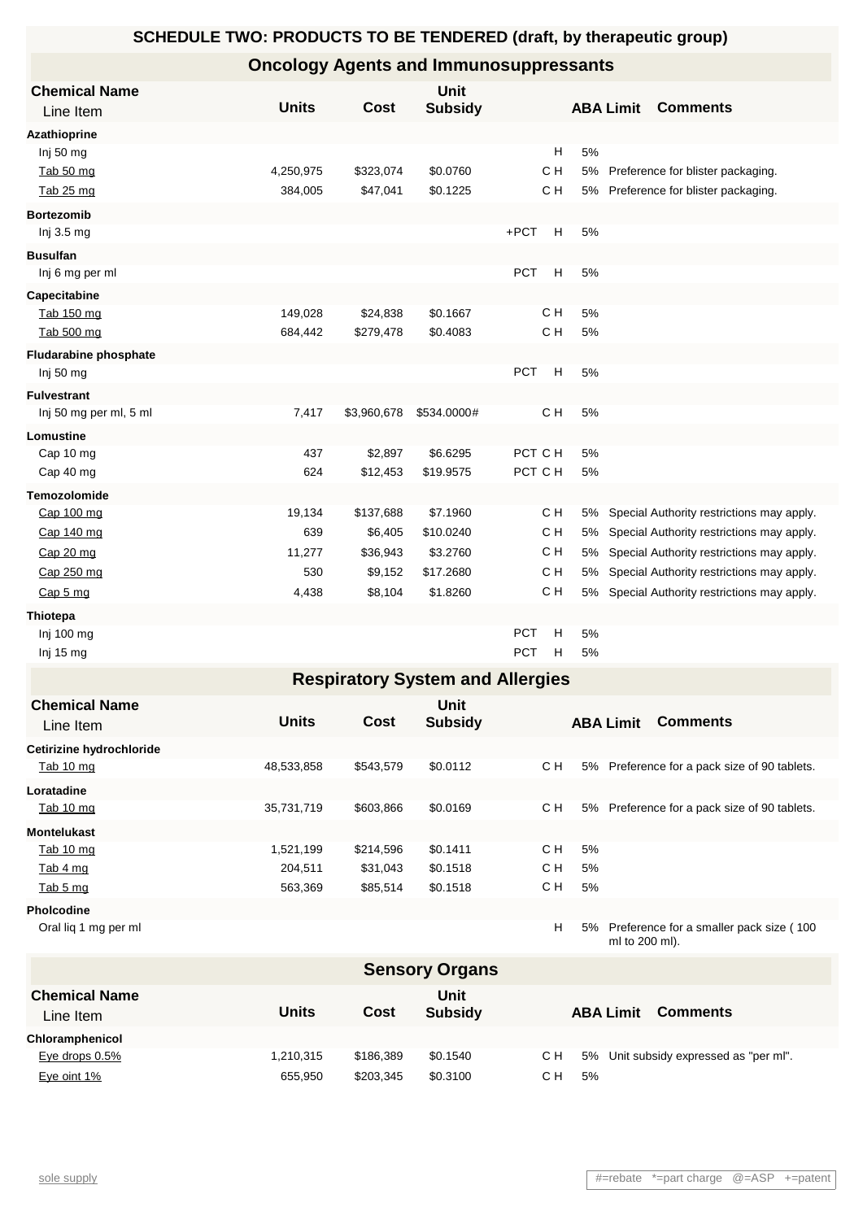# SCHEDULE TWO: PRODUCTS TO BE TENDERED (draft, by therapeutic group)

## Oncology Agents and Immunosuppressants

| Chemical Name / Line Item | Units | Cost | Unit Subsidy | | | ABA Limit | Comments |
|---|---|---|---|---|---|---|---|
| **Azathioprine** | | | | | | | |
| Inj 50 mg | | | | | H | 5% | |
| Tab 50 mg | 4,250,975 | $323,074 | $0.0760 | | C H | 5% | Preference for blister packaging. |
| Tab 25 mg | 384,005 | $47,041 | $0.1225 | | C H | 5% | Preference for blister packaging. |
| **Bortezomib** | | | | | | | |
| Inj 3.5 mg | | | | +PCT | H | 5% | |
| **Busulfan** | | | | | | | |
| Inj 6 mg per ml | | | | PCT | H | 5% | |
| **Capecitabine** | | | | | | | |
| Tab 150 mg | 149,028 | $24,838 | $0.1667 | | C H | 5% | |
| Tab 500 mg | 684,442 | $279,478 | $0.4083 | | C H | 5% | |
| **Fludarabine phosphate** | | | | | | | |
| Inj 50 mg | | | | PCT | H | 5% | |
| **Fulvestrant** | | | | | | | |
| Inj 50 mg per ml, 5 ml | 7,417 | $3,960,678 | $534.0000# | | C H | 5% | |
| **Lomustine** | | | | | | | |
| Cap 10 mg | 437 | $2,897 | $6.6295 | PCT | C H | 5% | |
| Cap 40 mg | 624 | $12,453 | $19.9575 | PCT | C H | 5% | |
| **Temozolomide** | | | | | | | |
| Cap 100 mg | 19,134 | $137,688 | $7.1960 | | C H | 5% | Special Authority restrictions may apply. |
| Cap 140 mg | 639 | $6,405 | $10.0240 | | C H | 5% | Special Authority restrictions may apply. |
| Cap 20 mg | 11,277 | $36,943 | $3.2760 | | C H | 5% | Special Authority restrictions may apply. |
| Cap 250 mg | 530 | $9,152 | $17.2680 | | C H | 5% | Special Authority restrictions may apply. |
| Cap 5 mg | 4,438 | $8,104 | $1.8260 | | C H | 5% | Special Authority restrictions may apply. |
| **Thiotepa** | | | | | | | |
| Inj 100 mg | | | | PCT | H | 5% | |
| Inj 15 mg | | | | PCT | H | 5% | |

## Respiratory System and Allergies

| Chemical Name / Line Item | Units | Cost | Unit Subsidy | | | ABA Limit | Comments |
|---|---|---|---|---|---|---|---|
| **Cetirizine hydrochloride** | | | | | | | |
| Tab 10 mg | 48,533,858 | $543,579 | $0.0112 | | C H | 5% | Preference for a pack size of 90 tablets. |
| **Loratadine** | | | | | | | |
| Tab 10 mg | 35,731,719 | $603,866 | $0.0169 | | C H | 5% | Preference for a pack size of 90 tablets. |
| **Montelukast** | | | | | | | |
| Tab 10 mg | 1,521,199 | $214,596 | $0.1411 | | C H | 5% | |
| Tab 4 mg | 204,511 | $31,043 | $0.1518 | | C H | 5% | |
| Tab 5 mg | 563,369 | $85,514 | $0.1518 | | C H | 5% | |
| **Pholcodine** | | | | | | | |
| Oral liq 1 mg per ml | | | | | H | 5% | Preference for a smaller pack size ( 100 ml to 200 ml). |

## Sensory Organs

| Chemical Name / Line Item | Units | Cost | Unit Subsidy | | | ABA Limit | Comments |
|---|---|---|---|---|---|---|---|
| **Chloramphenicol** | | | | | | | |
| Eye drops 0.5% | 1,210,315 | $186,389 | $0.1540 | | C H | 5% | Unit subsidy expressed as "per ml". |
| Eye oint 1% | 655,950 | $203,345 | $0.3100 | | C H | 5% | |

sole supply

#=rebate *=part charge @=ASP +=patent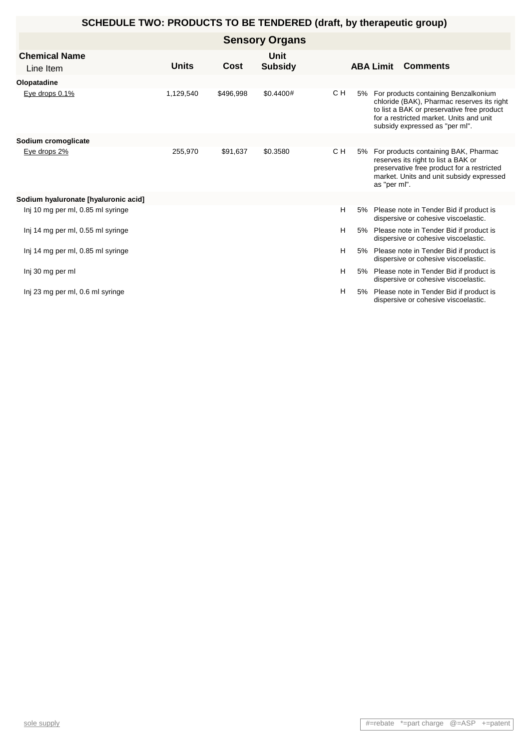## SCHEDULE TWO: PRODUCTS TO BE TENDERED (draft, by therapeutic group)

### Sensory Organs

| Chemical Name / Line Item | Units | Cost | Unit Subsidy | | ABA Limit | Comments |
|---|---|---|---|---|---|---|
| **Olopatadine** | | | | | | |
| Eye drops 0.1% | 1,129,540 | $496,998 | $0.4400# | C H | 5% | For products containing Benzalkonium chloride (BAK), Pharmac reserves its right to list a BAK or preservative free product for a restricted market. Units and unit subsidy expressed as "per ml". |
| **Sodium cromoglicate** | | | | | | |
| Eye drops 2% | 255,970 | $91,637 | $0.3580 | C H | 5% | For products containing BAK, Pharmac reserves its right to list a BAK or preservative free product for a restricted market. Units and unit subsidy expressed as "per ml". |
| **Sodium hyaluronate [hyaluronic acid]** | | | | | | |
| Inj 10 mg per ml, 0.85 ml syringe | | | | H | 5% | Please note in Tender Bid if product is dispersive or cohesive viscoelastic. |
| Inj 14 mg per ml, 0.55 ml syringe | | | | H | 5% | Please note in Tender Bid if product is dispersive or cohesive viscoelastic. |
| Inj 14 mg per ml, 0.85 ml syringe | | | | H | 5% | Please note in Tender Bid if product is dispersive or cohesive viscoelastic. |
| Inj 30 mg per ml | | | | H | 5% | Please note in Tender Bid if product is dispersive or cohesive viscoelastic. |
| Inj 23 mg per ml, 0.6 ml syringe | | | | H | 5% | Please note in Tender Bid if product is dispersive or cohesive viscoelastic. |

sole supply

#=rebate *=part charge @=ASP +=patent